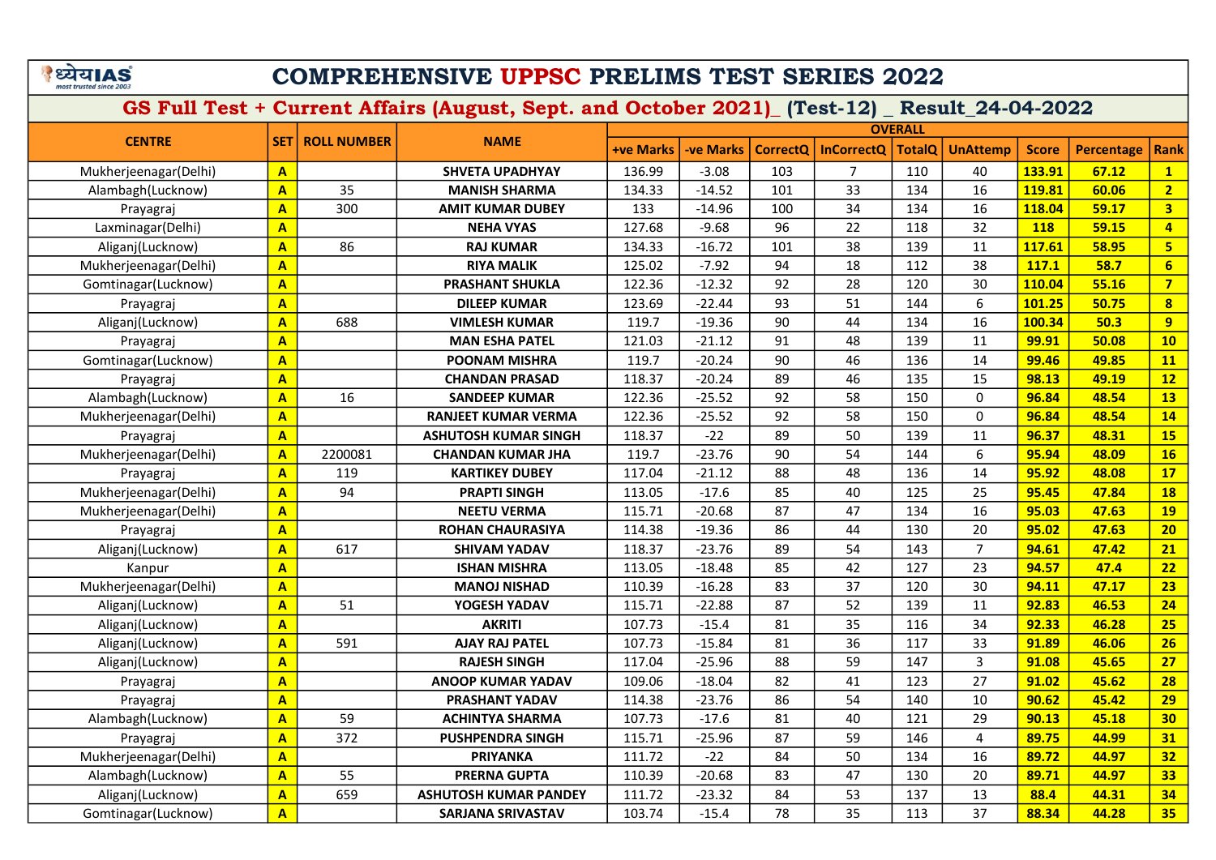# COMPREHENSIVE UPPSC PRELIMS TEST SERIES 2022

## GS Full Test + Current Affairs (August, Sept. and October 2021)_ (Test-12) _ Result_24-04-2022

| CENTRE | SET | ROLL NUMBER | NAME | OVERALL | | | | | | | | |
|---|---|---|---|---|---|---|---|---|---|---|---|---|
| | | | | +ve Marks | -ve Marks | CorrectQ | InCorrectQ | TotalQ | UnAttemp | Score | Percentage | Rank |
| Mukherjeenagar(Delhi) | A | | SHVETA UPADHYAY | 136.99 | -3.08 | 103 | 7 | 110 | 40 | 133.91 | 67.12 | 1 |
| Alambagh(Lucknow) | A | 35 | MANISH SHARMA | 134.33 | -14.52 | 101 | 33 | 134 | 16 | 119.81 | 60.06 | 2 |
| Prayagraj | A | 300 | AMIT KUMAR DUBEY | 133 | -14.96 | 100 | 34 | 134 | 16 | 118.04 | 59.17 | 3 |
| Laxminagar(Delhi) | A | | NEHA VYAS | 127.68 | -9.68 | 96 | 22 | 118 | 32 | 118 | 59.15 | 4 |
| Aliganj(Lucknow) | A | 86 | RAJ KUMAR | 134.33 | -16.72 | 101 | 38 | 139 | 11 | 117.61 | 58.95 | 5 |
| Mukherjeenagar(Delhi) | A | | RIYA MALIK | 125.02 | -7.92 | 94 | 18 | 112 | 38 | 117.1 | 58.7 | 6 |
| Gomtinagar(Lucknow) | A | | PRASHANT SHUKLA | 122.36 | -12.32 | 92 | 28 | 120 | 30 | 110.04 | 55.16 | 7 |
| Prayagraj | A | | DILEEP KUMAR | 123.69 | -22.44 | 93 | 51 | 144 | 6 | 101.25 | 50.75 | 8 |
| Aliganj(Lucknow) | A | 688 | VIMLESH KUMAR | 119.7 | -19.36 | 90 | 44 | 134 | 16 | 100.34 | 50.3 | 9 |
| Prayagraj | A | | MAN ESHA PATEL | 121.03 | -21.12 | 91 | 48 | 139 | 11 | 99.91 | 50.08 | 10 |
| Gomtinagar(Lucknow) | A | | POONAM MISHRA | 119.7 | -20.24 | 90 | 46 | 136 | 14 | 99.46 | 49.85 | 11 |
| Prayagraj | A | | CHANDAN PRASAD | 118.37 | -20.24 | 89 | 46 | 135 | 15 | 98.13 | 49.19 | 12 |
| Alambagh(Lucknow) | A | 16 | SANDEEP KUMAR | 122.36 | -25.52 | 92 | 58 | 150 | 0 | 96.84 | 48.54 | 13 |
| Mukherjeenagar(Delhi) | A | | RANJEET KUMAR VERMA | 122.36 | -25.52 | 92 | 58 | 150 | 0 | 96.84 | 48.54 | 14 |
| Prayagraj | A | | ASHUTOSH KUMAR SINGH | 118.37 | -22 | 89 | 50 | 139 | 11 | 96.37 | 48.31 | 15 |
| Mukherjeenagar(Delhi) | A | 2200081 | CHANDAN KUMAR JHA | 119.7 | -23.76 | 90 | 54 | 144 | 6 | 95.94 | 48.09 | 16 |
| Prayagraj | A | 119 | KARTIKEY DUBEY | 117.04 | -21.12 | 88 | 48 | 136 | 14 | 95.92 | 48.08 | 17 |
| Mukherjeenagar(Delhi) | A | 94 | PRAPTI SINGH | 113.05 | -17.6 | 85 | 40 | 125 | 25 | 95.45 | 47.84 | 18 |
| Mukherjeenagar(Delhi) | A | | NEETU VERMA | 115.71 | -20.68 | 87 | 47 | 134 | 16 | 95.03 | 47.63 | 19 |
| Prayagraj | A | | ROHAN CHAURASIYA | 114.38 | -19.36 | 86 | 44 | 130 | 20 | 95.02 | 47.63 | 20 |
| Aliganj(Lucknow) | A | 617 | SHIVAM YADAV | 118.37 | -23.76 | 89 | 54 | 143 | 7 | 94.61 | 47.42 | 21 |
| Kanpur | A | | ISHAN MISHRA | 113.05 | -18.48 | 85 | 42 | 127 | 23 | 94.57 | 47.4 | 22 |
| Mukherjeenagar(Delhi) | A | | MANOJ NISHAD | 110.39 | -16.28 | 83 | 37 | 120 | 30 | 94.11 | 47.17 | 23 |
| Aliganj(Lucknow) | A | 51 | YOGESH YADAV | 115.71 | -22.88 | 87 | 52 | 139 | 11 | 92.83 | 46.53 | 24 |
| Aliganj(Lucknow) | A | | AKRITI | 107.73 | -15.4 | 81 | 35 | 116 | 34 | 92.33 | 46.28 | 25 |
| Aliganj(Lucknow) | A | 591 | AJAY RAJ PATEL | 107.73 | -15.84 | 81 | 36 | 117 | 33 | 91.89 | 46.06 | 26 |
| Aliganj(Lucknow) | A | | RAJESH SINGH | 117.04 | -25.96 | 88 | 59 | 147 | 3 | 91.08 | 45.65 | 27 |
| Prayagraj | A | | ANOOP KUMAR YADAV | 109.06 | -18.04 | 82 | 41 | 123 | 27 | 91.02 | 45.62 | 28 |
| Prayagraj | A | | PRASHANT YADAV | 114.38 | -23.76 | 86 | 54 | 140 | 10 | 90.62 | 45.42 | 29 |
| Alambagh(Lucknow) | A | 59 | ACHINTYA SHARMA | 107.73 | -17.6 | 81 | 40 | 121 | 29 | 90.13 | 45.18 | 30 |
| Prayagraj | A | 372 | PUSHPENDRA SINGH | 115.71 | -25.96 | 87 | 59 | 146 | 4 | 89.75 | 44.99 | 31 |
| Mukherjeenagar(Delhi) | A | | PRIYANKA | 111.72 | -22 | 84 | 50 | 134 | 16 | 89.72 | 44.97 | 32 |
| Alambagh(Lucknow) | A | 55 | PRERNA GUPTA | 110.39 | -20.68 | 83 | 47 | 130 | 20 | 89.71 | 44.97 | 33 |
| Aliganj(Lucknow) | A | 659 | ASHUTOSH KUMAR PANDEY | 111.72 | -23.32 | 84 | 53 | 137 | 13 | 88.4 | 44.31 | 34 |
| Gomtinagar(Lucknow) | A | | SARJANA SRIVASTAV | 103.74 | -15.4 | 78 | 35 | 113 | 37 | 88.34 | 44.28 | 35 |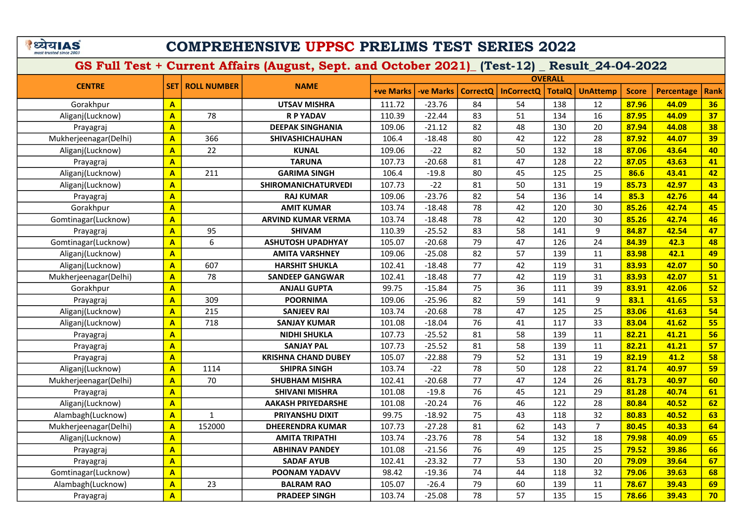# COMPREHENSIVE UPPSC PRELIMS TEST SERIES 2022

## GS Full Test + Current Affairs (August, Sept. and October 2021)_ (Test-12) _ Result_24-04-2022

| CENTRE | SET | ROLL NUMBER | NAME | OVERALL | | | | | | | | |
|---|---|---|---|---|---|---|---|---|---|---|---|---|
| | | | | +ve Marks | -ve Marks | CorrectQ | InCorrectQ | TotalQ | UnAttemp | Score | Percentage | Rank |
| Gorakhpur | A | | UTSAV MISHRA | 111.72 | -23.76 | 84 | 54 | 138 | 12 | 87.96 | 44.09 | 36 |
| Aliganj(Lucknow) | A | 78 | R P YADAV | 110.39 | -22.44 | 83 | 51 | 134 | 16 | 87.95 | 44.09 | 37 |
| Prayagraj | A | | DEEPAK SINGHANIA | 109.06 | -21.12 | 82 | 48 | 130 | 20 | 87.94 | 44.08 | 38 |
| Mukherjeenagar(Delhi) | A | 366 | SHIVASHICHAUHAN | 106.4 | -18.48 | 80 | 42 | 122 | 28 | 87.92 | 44.07 | 39 |
| Aliganj(Lucknow) | A | 22 | KUNAL | 109.06 | -22 | 82 | 50 | 132 | 18 | 87.06 | 43.64 | 40 |
| Prayagraj | A | | TARUNA | 107.73 | -20.68 | 81 | 47 | 128 | 22 | 87.05 | 43.63 | 41 |
| Aliganj(Lucknow) | A | 211 | GARIMA SINGH | 106.4 | -19.8 | 80 | 45 | 125 | 25 | 86.6 | 43.41 | 42 |
| Aliganj(Lucknow) | A | | SHIROMANICHATURVEDI | 107.73 | -22 | 81 | 50 | 131 | 19 | 85.73 | 42.97 | 43 |
| Prayagraj | A | | RAJ KUMAR | 109.06 | -23.76 | 82 | 54 | 136 | 14 | 85.3 | 42.76 | 44 |
| Gorakhpur | A | | AMIT KUMAR | 103.74 | -18.48 | 78 | 42 | 120 | 30 | 85.26 | 42.74 | 45 |
| Gomtinagar(Lucknow) | A | | ARVIND KUMAR VERMA | 103.74 | -18.48 | 78 | 42 | 120 | 30 | 85.26 | 42.74 | 46 |
| Prayagraj | A | 95 | SHIVAM | 110.39 | -25.52 | 83 | 58 | 141 | 9 | 84.87 | 42.54 | 47 |
| Gomtinagar(Lucknow) | A | 6 | ASHUTOSH UPADHYAY | 105.07 | -20.68 | 79 | 47 | 126 | 24 | 84.39 | 42.3 | 48 |
| Aliganj(Lucknow) | A | | AMITA VARSHNEY | 109.06 | -25.08 | 82 | 57 | 139 | 11 | 83.98 | 42.1 | 49 |
| Aliganj(Lucknow) | A | 607 | HARSHIT SHUKLA | 102.41 | -18.48 | 77 | 42 | 119 | 31 | 83.93 | 42.07 | 50 |
| Mukherjeenagar(Delhi) | A | 78 | SANDEEP GANGWAR | 102.41 | -18.48 | 77 | 42 | 119 | 31 | 83.93 | 42.07 | 51 |
| Gorakhpur | A | | ANJALI GUPTA | 99.75 | -15.84 | 75 | 36 | 111 | 39 | 83.91 | 42.06 | 52 |
| Prayagraj | A | 309 | POORNIMA | 109.06 | -25.96 | 82 | 59 | 141 | 9 | 83.1 | 41.65 | 53 |
| Aliganj(Lucknow) | A | 215 | SANJEEV RAI | 103.74 | -20.68 | 78 | 47 | 125 | 25 | 83.06 | 41.63 | 54 |
| Aliganj(Lucknow) | A | 718 | SANJAY KUMAR | 101.08 | -18.04 | 76 | 41 | 117 | 33 | 83.04 | 41.62 | 55 |
| Prayagraj | A | | NIDHI SHUKLA | 107.73 | -25.52 | 81 | 58 | 139 | 11 | 82.21 | 41.21 | 56 |
| Prayagraj | A | | SANJAY PAL | 107.73 | -25.52 | 81 | 58 | 139 | 11 | 82.21 | 41.21 | 57 |
| Prayagraj | A | | KRISHNA CHAND DUBEY | 105.07 | -22.88 | 79 | 52 | 131 | 19 | 82.19 | 41.2 | 58 |
| Aliganj(Lucknow) | A | 1114 | SHIPRA SINGH | 103.74 | -22 | 78 | 50 | 128 | 22 | 81.74 | 40.97 | 59 |
| Mukherjeenagar(Delhi) | A | 70 | SHUBHAM MISHRA | 102.41 | -20.68 | 77 | 47 | 124 | 26 | 81.73 | 40.97 | 60 |
| Prayagraj | A | | SHIVANI MISHRA | 101.08 | -19.8 | 76 | 45 | 121 | 29 | 81.28 | 40.74 | 61 |
| Aliganj(Lucknow) | A | | AAKASH PRIYEDARSHE | 101.08 | -20.24 | 76 | 46 | 122 | 28 | 80.84 | 40.52 | 62 |
| Alambagh(Lucknow) | A | 1 | PRIYANSHU DIXIT | 99.75 | -18.92 | 75 | 43 | 118 | 32 | 80.83 | 40.52 | 63 |
| Mukherjeenagar(Delhi) | A | 152000 | DHEERENDRA KUMAR | 107.73 | -27.28 | 81 | 62 | 143 | 7 | 80.45 | 40.33 | 64 |
| Aliganj(Lucknow) | A | | AMITA TRIPATHI | 103.74 | -23.76 | 78 | 54 | 132 | 18 | 79.98 | 40.09 | 65 |
| Prayagraj | A | | ABHINAV PANDEY | 101.08 | -21.56 | 76 | 49 | 125 | 25 | 79.52 | 39.86 | 66 |
| Prayagraj | A | | SADAF AYUB | 102.41 | -23.32 | 77 | 53 | 130 | 20 | 79.09 | 39.64 | 67 |
| Gomtinagar(Lucknow) | A | | POONAM YADAVV | 98.42 | -19.36 | 74 | 44 | 118 | 32 | 79.06 | 39.63 | 68 |
| Alambagh(Lucknow) | A | 23 | BALRAM RAO | 105.07 | -26.4 | 79 | 60 | 139 | 11 | 78.67 | 39.43 | 69 |
| Prayagraj | A | | PRADEEP SINGH | 103.74 | -25.08 | 78 | 57 | 135 | 15 | 78.66 | 39.43 | 70 |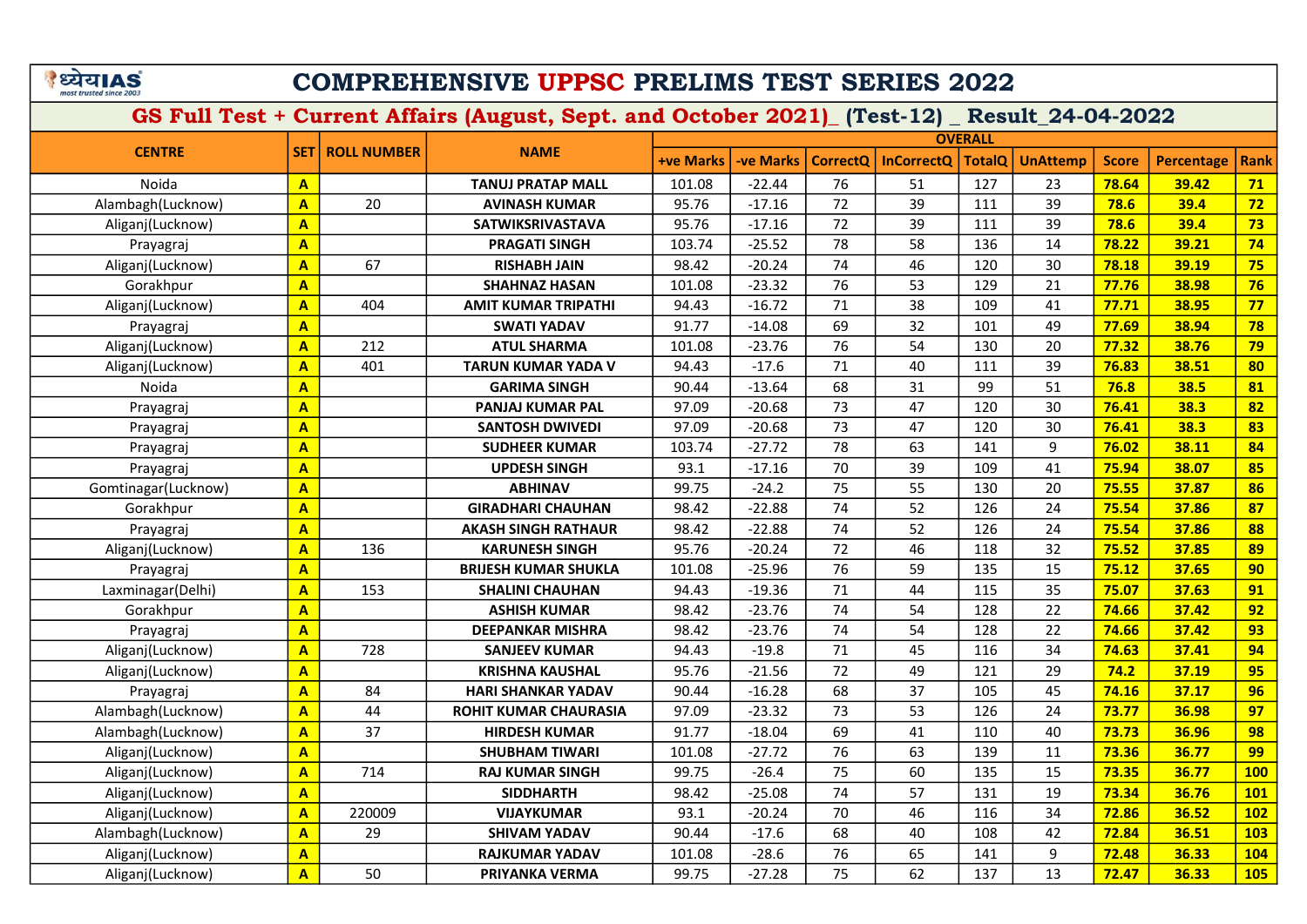# COMPREHENSIVE UPPSC PRELIMS TEST SERIES 2022

## GS Full Test + Current Affairs (August, Sept. and October 2021)_ (Test-12) _ Result_24-04-2022

| CENTRE | SET | ROLL NUMBER | NAME | OVERALL | | | | | | | | |
|---|---|---|---|---|---|---|---|---|---|---|---|---|
| | | | | +ve Marks | -ve Marks | CorrectQ | InCorrectQ | TotalQ | UnAttemp | Score | Percentage | Rank |
| Noida | A | | TANUJ PRATAP MALL | 101.08 | -22.44 | 76 | 51 | 127 | 23 | 78.64 | 39.42 | 71 |
| Alambagh(Lucknow) | A | 20 | AVINASH KUMAR | 95.76 | -17.16 | 72 | 39 | 111 | 39 | 78.6 | 39.4 | 72 |
| Aliganj(Lucknow) | A | | SATWIKSRIVASTAVA | 95.76 | -17.16 | 72 | 39 | 111 | 39 | 78.6 | 39.4 | 73 |
| Prayagraj | A | | PRAGATI SINGH | 103.74 | -25.52 | 78 | 58 | 136 | 14 | 78.22 | 39.21 | 74 |
| Aliganj(Lucknow) | A | 67 | RISHABH JAIN | 98.42 | -20.24 | 74 | 46 | 120 | 30 | 78.18 | 39.19 | 75 |
| Gorakhpur | A | | SHAHNAZ HASAN | 101.08 | -23.32 | 76 | 53 | 129 | 21 | 77.76 | 38.98 | 76 |
| Aliganj(Lucknow) | A | 404 | AMIT KUMAR TRIPATHI | 94.43 | -16.72 | 71 | 38 | 109 | 41 | 77.71 | 38.95 | 77 |
| Prayagraj | A | | SWATI YADAV | 91.77 | -14.08 | 69 | 32 | 101 | 49 | 77.69 | 38.94 | 78 |
| Aliganj(Lucknow) | A | 212 | ATUL SHARMA | 101.08 | -23.76 | 76 | 54 | 130 | 20 | 77.32 | 38.76 | 79 |
| Aliganj(Lucknow) | A | 401 | TARUN KUMAR YADA V | 94.43 | -17.6 | 71 | 40 | 111 | 39 | 76.83 | 38.51 | 80 |
| Noida | A | | GARIMA SINGH | 90.44 | -13.64 | 68 | 31 | 99 | 51 | 76.8 | 38.5 | 81 |
| Prayagraj | A | | PANJAJ KUMAR PAL | 97.09 | -20.68 | 73 | 47 | 120 | 30 | 76.41 | 38.3 | 82 |
| Prayagraj | A | | SANTOSH DWIVEDI | 97.09 | -20.68 | 73 | 47 | 120 | 30 | 76.41 | 38.3 | 83 |
| Prayagraj | A | | SUDHEER KUMAR | 103.74 | -27.72 | 78 | 63 | 141 | 9 | 76.02 | 38.11 | 84 |
| Prayagraj | A | | UPDESH SINGH | 93.1 | -17.16 | 70 | 39 | 109 | 41 | 75.94 | 38.07 | 85 |
| Gomtinagar(Lucknow) | A | | ABHINAV | 99.75 | -24.2 | 75 | 55 | 130 | 20 | 75.55 | 37.87 | 86 |
| Gorakhpur | A | | GIRADHARI CHAUHAN | 98.42 | -22.88 | 74 | 52 | 126 | 24 | 75.54 | 37.86 | 87 |
| Prayagraj | A | | AKASH SINGH RATHAUR | 98.42 | -22.88 | 74 | 52 | 126 | 24 | 75.54 | 37.86 | 88 |
| Aliganj(Lucknow) | A | 136 | KARUNESH SINGH | 95.76 | -20.24 | 72 | 46 | 118 | 32 | 75.52 | 37.85 | 89 |
| Prayagraj | A | | BRIJESH KUMAR SHUKLA | 101.08 | -25.96 | 76 | 59 | 135 | 15 | 75.12 | 37.65 | 90 |
| Laxminagar(Delhi) | A | 153 | SHALINI CHAUHAN | 94.43 | -19.36 | 71 | 44 | 115 | 35 | 75.07 | 37.63 | 91 |
| Gorakhpur | A | | ASHISH KUMAR | 98.42 | -23.76 | 74 | 54 | 128 | 22 | 74.66 | 37.42 | 92 |
| Prayagraj | A | | DEEPANKAR MISHRA | 98.42 | -23.76 | 74 | 54 | 128 | 22 | 74.66 | 37.42 | 93 |
| Aliganj(Lucknow) | A | 728 | SANJEEV KUMAR | 94.43 | -19.8 | 71 | 45 | 116 | 34 | 74.63 | 37.41 | 94 |
| Aliganj(Lucknow) | A | | KRISHNA KAUSHAL | 95.76 | -21.56 | 72 | 49 | 121 | 29 | 74.2 | 37.19 | 95 |
| Prayagraj | A | 84 | HARI SHANKAR YADAV | 90.44 | -16.28 | 68 | 37 | 105 | 45 | 74.16 | 37.17 | 96 |
| Alambagh(Lucknow) | A | 44 | ROHIT KUMAR CHAURASIA | 97.09 | -23.32 | 73 | 53 | 126 | 24 | 73.77 | 36.98 | 97 |
| Alambagh(Lucknow) | A | 37 | HIRDESH KUMAR | 91.77 | -18.04 | 69 | 41 | 110 | 40 | 73.73 | 36.96 | 98 |
| Aliganj(Lucknow) | A | | SHUBHAM TIWARI | 101.08 | -27.72 | 76 | 63 | 139 | 11 | 73.36 | 36.77 | 99 |
| Aliganj(Lucknow) | A | 714 | RAJ KUMAR SINGH | 99.75 | -26.4 | 75 | 60 | 135 | 15 | 73.35 | 36.77 | 100 |
| Aliganj(Lucknow) | A | | SIDDHARTH | 98.42 | -25.08 | 74 | 57 | 131 | 19 | 73.34 | 36.76 | 101 |
| Aliganj(Lucknow) | A | 220009 | VIJAYKUMAR | 93.1 | -20.24 | 70 | 46 | 116 | 34 | 72.86 | 36.52 | 102 |
| Alambagh(Lucknow) | A | 29 | SHIVAM YADAV | 90.44 | -17.6 | 68 | 40 | 108 | 42 | 72.84 | 36.51 | 103 |
| Aliganj(Lucknow) | A | | RAJKUMAR YADAV | 101.08 | -28.6 | 76 | 65 | 141 | 9 | 72.48 | 36.33 | 104 |
| Aliganj(Lucknow) | A | 50 | PRIYANKA VERMA | 99.75 | -27.28 | 75 | 62 | 137 | 13 | 72.47 | 36.33 | 105 |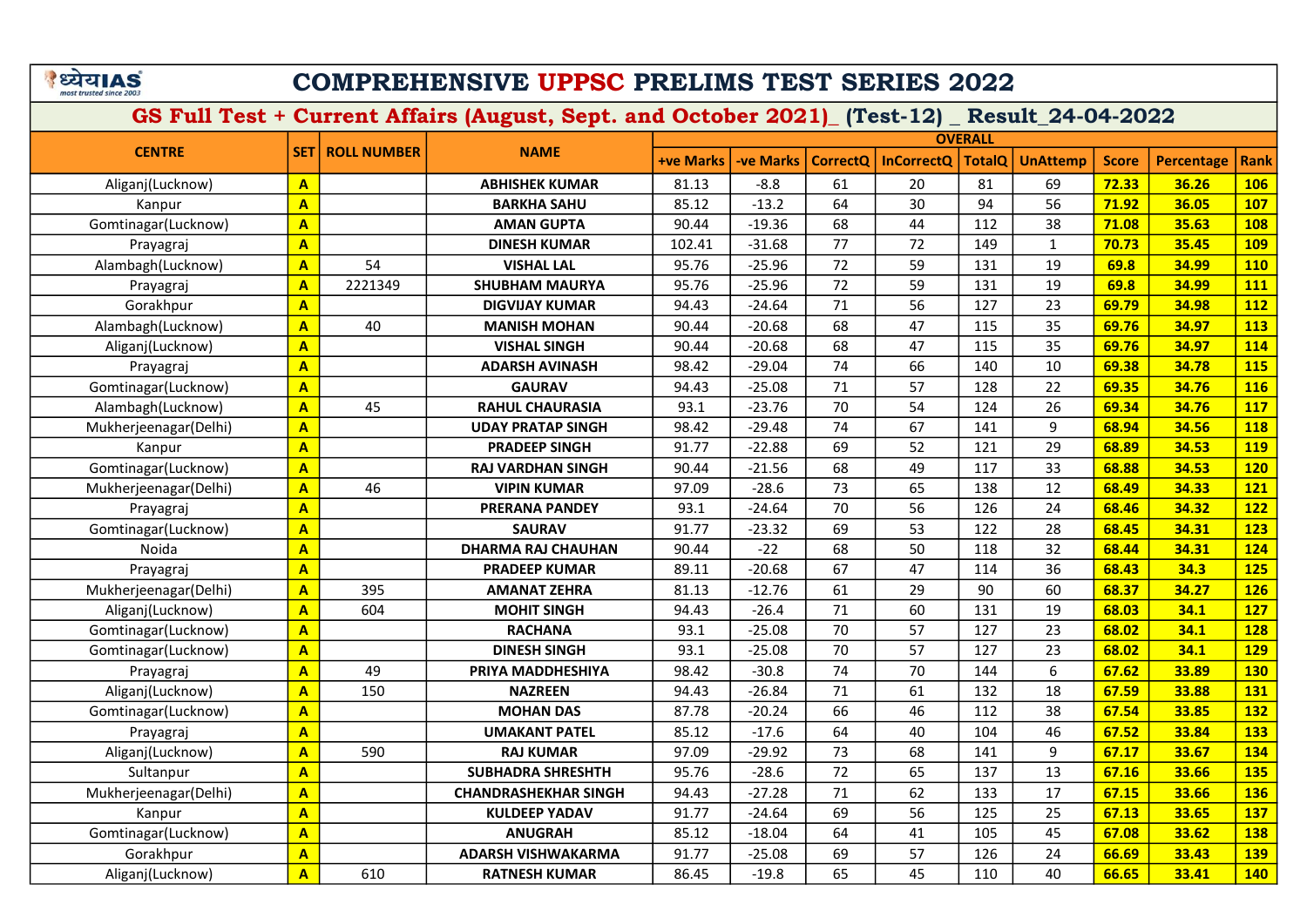# COMPREHENSIVE UPPSC PRELIMS TEST SERIES 2022

## GS Full Test + Current Affairs (August, Sept. and October 2021)_ (Test-12) _ Result_24-04-2022

| CENTRE | SET | ROLL NUMBER | NAME | OVERALL | | | | | | | | |
|---|---|---|---|---|---|---|---|---|---|---|---|---|
| | | | | +ve Marks | -ve Marks | CorrectQ | InCorrectQ | TotalQ | UnAttemp | Score | Percentage | Rank |
| Aliganj(Lucknow) | A | | ABHISHEK KUMAR | 81.13 | -8.8 | 61 | 20 | 81 | 69 | 72.33 | 36.26 | 106 |
| Kanpur | A | | BARKHA SAHU | 85.12 | -13.2 | 64 | 30 | 94 | 56 | 71.92 | 36.05 | 107 |
| Gomtinagar(Lucknow) | A | | AMAN GUPTA | 90.44 | -19.36 | 68 | 44 | 112 | 38 | 71.08 | 35.63 | 108 |
| Prayagraj | A | | DINESH KUMAR | 102.41 | -31.68 | 77 | 72 | 149 | 1 | 70.73 | 35.45 | 109 |
| Alambagh(Lucknow) | A | 54 | VISHAL LAL | 95.76 | -25.96 | 72 | 59 | 131 | 19 | 69.8 | 34.99 | 110 |
| Prayagraj | A | 2221349 | SHUBHAM MAURYA | 95.76 | -25.96 | 72 | 59 | 131 | 19 | 69.8 | 34.99 | 111 |
| Gorakhpur | A | | DIGVIJAY KUMAR | 94.43 | -24.64 | 71 | 56 | 127 | 23 | 69.79 | 34.98 | 112 |
| Alambagh(Lucknow) | A | 40 | MANISH MOHAN | 90.44 | -20.68 | 68 | 47 | 115 | 35 | 69.76 | 34.97 | 113 |
| Aliganj(Lucknow) | A | | VISHAL SINGH | 90.44 | -20.68 | 68 | 47 | 115 | 35 | 69.76 | 34.97 | 114 |
| Prayagraj | A | | ADARSH AVINASH | 98.42 | -29.04 | 74 | 66 | 140 | 10 | 69.38 | 34.78 | 115 |
| Gomtinagar(Lucknow) | A | | GAURAV | 94.43 | -25.08 | 71 | 57 | 128 | 22 | 69.35 | 34.76 | 116 |
| Alambagh(Lucknow) | A | 45 | RAHUL CHAURASIA | 93.1 | -23.76 | 70 | 54 | 124 | 26 | 69.34 | 34.76 | 117 |
| Mukherjeenagar(Delhi) | A | | UDAY PRATAP SINGH | 98.42 | -29.48 | 74 | 67 | 141 | 9 | 68.94 | 34.56 | 118 |
| Kanpur | A | | PRADEEP SINGH | 91.77 | -22.88 | 69 | 52 | 121 | 29 | 68.89 | 34.53 | 119 |
| Gomtinagar(Lucknow) | A | | RAJ VARDHAN SINGH | 90.44 | -21.56 | 68 | 49 | 117 | 33 | 68.88 | 34.53 | 120 |
| Mukherjeenagar(Delhi) | A | 46 | VIPIN KUMAR | 97.09 | -28.6 | 73 | 65 | 138 | 12 | 68.49 | 34.33 | 121 |
| Prayagraj | A | | PRERANA PANDEY | 93.1 | -24.64 | 70 | 56 | 126 | 24 | 68.46 | 34.32 | 122 |
| Gomtinagar(Lucknow) | A | | SAURAV | 91.77 | -23.32 | 69 | 53 | 122 | 28 | 68.45 | 34.31 | 123 |
| Noida | A | | DHARMA RAJ CHAUHAN | 90.44 | -22 | 68 | 50 | 118 | 32 | 68.44 | 34.31 | 124 |
| Prayagraj | A | | PRADEEP KUMAR | 89.11 | -20.68 | 67 | 47 | 114 | 36 | 68.43 | 34.3 | 125 |
| Mukherjeenagar(Delhi) | A | 395 | AMANAT ZEHRA | 81.13 | -12.76 | 61 | 29 | 90 | 60 | 68.37 | 34.27 | 126 |
| Aliganj(Lucknow) | A | 604 | MOHIT SINGH | 94.43 | -26.4 | 71 | 60 | 131 | 19 | 68.03 | 34.1 | 127 |
| Gomtinagar(Lucknow) | A | | RACHANA | 93.1 | -25.08 | 70 | 57 | 127 | 23 | 68.02 | 34.1 | 128 |
| Gomtinagar(Lucknow) | A | | DINESH SINGH | 93.1 | -25.08 | 70 | 57 | 127 | 23 | 68.02 | 34.1 | 129 |
| Prayagraj | A | 49 | PRIYA MADDHESHIYA | 98.42 | -30.8 | 74 | 70 | 144 | 6 | 67.62 | 33.89 | 130 |
| Aliganj(Lucknow) | A | 150 | NAZREEN | 94.43 | -26.84 | 71 | 61 | 132 | 18 | 67.59 | 33.88 | 131 |
| Gomtinagar(Lucknow) | A | | MOHAN DAS | 87.78 | -20.24 | 66 | 46 | 112 | 38 | 67.54 | 33.85 | 132 |
| Prayagraj | A | | UMAKANT PATEL | 85.12 | -17.6 | 64 | 40 | 104 | 46 | 67.52 | 33.84 | 133 |
| Aliganj(Lucknow) | A | 590 | RAJ KUMAR | 97.09 | -29.92 | 73 | 68 | 141 | 9 | 67.17 | 33.67 | 134 |
| Sultanpur | A | | SUBHADRA SHRESHTH | 95.76 | -28.6 | 72 | 65 | 137 | 13 | 67.16 | 33.66 | 135 |
| Mukherjeenagar(Delhi) | A | | CHANDRASHEKHAR SINGH | 94.43 | -27.28 | 71 | 62 | 133 | 17 | 67.15 | 33.66 | 136 |
| Kanpur | A | | KULDEEP YADAV | 91.77 | -24.64 | 69 | 56 | 125 | 25 | 67.13 | 33.65 | 137 |
| Gomtinagar(Lucknow) | A | | ANUGRAH | 85.12 | -18.04 | 64 | 41 | 105 | 45 | 67.08 | 33.62 | 138 |
| Gorakhpur | A | | ADARSH VISHWAKARMA | 91.77 | -25.08 | 69 | 57 | 126 | 24 | 66.69 | 33.43 | 139 |
| Aliganj(Lucknow) | A | 610 | RATNESH KUMAR | 86.45 | -19.8 | 65 | 45 | 110 | 40 | 66.65 | 33.41 | 140 |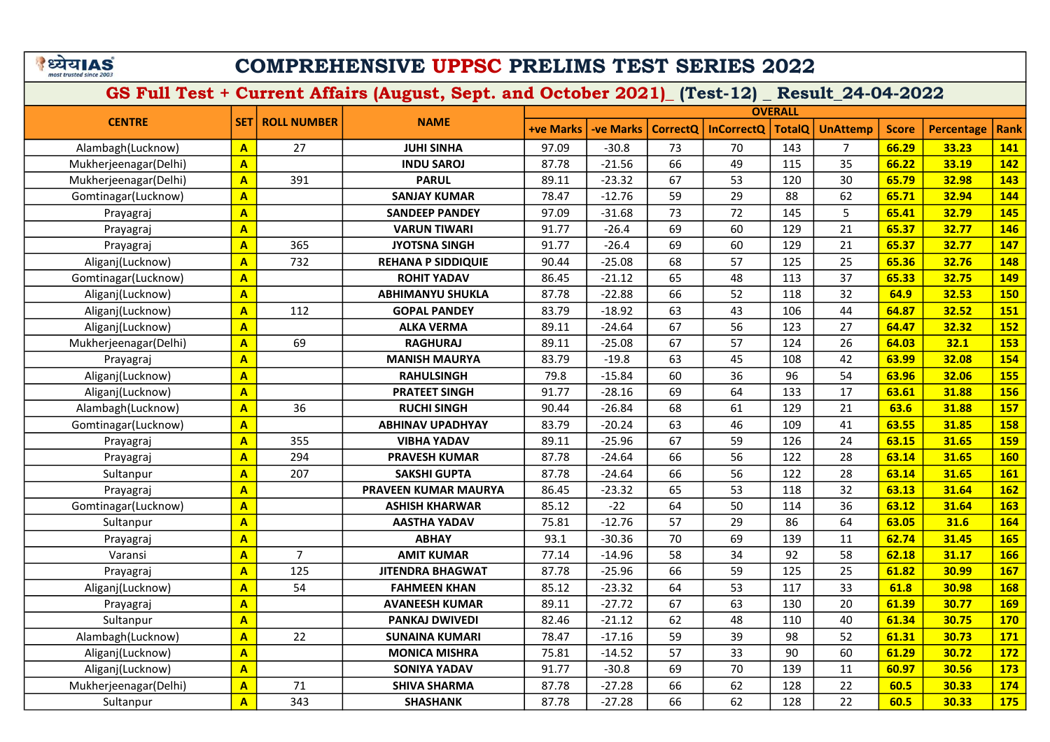# COMPREHENSIVE UPPSC PRELIMS TEST SERIES 2022

## GS Full Test + Current Affairs (August, Sept. and October 2021)_ (Test-12) _ Result_24-04-2022

| CENTRE | SET | ROLL NUMBER | NAME | OVERALL | | | | | | | | |
|---|---|---|---|---|---|---|---|---|---|---|---|---|
| | | | | +ve Marks | -ve Marks | CorrectQ | InCorrectQ | TotalQ | UnAttemp | Score | Percentage | Rank |
| Alambagh(Lucknow) | A | 27 | JUHI SINHA | 97.09 | -30.8 | 73 | 70 | 143 | 7 | 66.29 | 33.23 | 141 |
| Mukherjeenagar(Delhi) | A | | INDU SAROJ | 87.78 | -21.56 | 66 | 49 | 115 | 35 | 66.22 | 33.19 | 142 |
| Mukherjeenagar(Delhi) | A | 391 | PARUL | 89.11 | -23.32 | 67 | 53 | 120 | 30 | 65.79 | 32.98 | 143 |
| Gomtinagar(Lucknow) | A | | SANJAY KUMAR | 78.47 | -12.76 | 59 | 29 | 88 | 62 | 65.71 | 32.94 | 144 |
| Prayagraj | A | | SANDEEP PANDEY | 97.09 | -31.68 | 73 | 72 | 145 | 5 | 65.41 | 32.79 | 145 |
| Prayagraj | A | | VARUN TIWARI | 91.77 | -26.4 | 69 | 60 | 129 | 21 | 65.37 | 32.77 | 146 |
| Prayagraj | A | 365 | JYOTSNA SINGH | 91.77 | -26.4 | 69 | 60 | 129 | 21 | 65.37 | 32.77 | 147 |
| Aliganj(Lucknow) | A | 732 | REHANA P SIDDIQUIE | 90.44 | -25.08 | 68 | 57 | 125 | 25 | 65.36 | 32.76 | 148 |
| Gomtinagar(Lucknow) | A | | ROHIT YADAV | 86.45 | -21.12 | 65 | 48 | 113 | 37 | 65.33 | 32.75 | 149 |
| Aliganj(Lucknow) | A | | ABHIMANYU SHUKLA | 87.78 | -22.88 | 66 | 52 | 118 | 32 | 64.9 | 32.53 | 150 |
| Aliganj(Lucknow) | A | 112 | GOPAL PANDEY | 83.79 | -18.92 | 63 | 43 | 106 | 44 | 64.87 | 32.52 | 151 |
| Aliganj(Lucknow) | A | | ALKA VERMA | 89.11 | -24.64 | 67 | 56 | 123 | 27 | 64.47 | 32.32 | 152 |
| Mukherjeenagar(Delhi) | A | 69 | RAGHURAJ | 89.11 | -25.08 | 67 | 57 | 124 | 26 | 64.03 | 32.1 | 153 |
| Prayagraj | A | | MANISH MAURYA | 83.79 | -19.8 | 63 | 45 | 108 | 42 | 63.99 | 32.08 | 154 |
| Aliganj(Lucknow) | A | | RAHULSINGH | 79.8 | -15.84 | 60 | 36 | 96 | 54 | 63.96 | 32.06 | 155 |
| Aliganj(Lucknow) | A | | PRATEET SINGH | 91.77 | -28.16 | 69 | 64 | 133 | 17 | 63.61 | 31.88 | 156 |
| Alambagh(Lucknow) | A | 36 | RUCHI SINGH | 90.44 | -26.84 | 68 | 61 | 129 | 21 | 63.6 | 31.88 | 157 |
| Gomtinagar(Lucknow) | A | | ABHINAV UPADHYAY | 83.79 | -20.24 | 63 | 46 | 109 | 41 | 63.55 | 31.85 | 158 |
| Prayagraj | A | 355 | VIBHA YADAV | 89.11 | -25.96 | 67 | 59 | 126 | 24 | 63.15 | 31.65 | 159 |
| Prayagraj | A | 294 | PRAVESH KUMAR | 87.78 | -24.64 | 66 | 56 | 122 | 28 | 63.14 | 31.65 | 160 |
| Sultanpur | A | 207 | SAKSHI GUPTA | 87.78 | -24.64 | 66 | 56 | 122 | 28 | 63.14 | 31.65 | 161 |
| Prayagraj | A | | PRAVEEN KUMAR MAURYA | 86.45 | -23.32 | 65 | 53 | 118 | 32 | 63.13 | 31.64 | 162 |
| Gomtinagar(Lucknow) | A | | ASHISH KHARWAR | 85.12 | -22 | 64 | 50 | 114 | 36 | 63.12 | 31.64 | 163 |
| Sultanpur | A | | AASTHA YADAV | 75.81 | -12.76 | 57 | 29 | 86 | 64 | 63.05 | 31.6 | 164 |
| Prayagraj | A | | ABHAY | 93.1 | -30.36 | 70 | 69 | 139 | 11 | 62.74 | 31.45 | 165 |
| Varansi | A | 7 | AMIT KUMAR | 77.14 | -14.96 | 58 | 34 | 92 | 58 | 62.18 | 31.17 | 166 |
| Prayagraj | A | 125 | JITENDRA BHAGWAT | 87.78 | -25.96 | 66 | 59 | 125 | 25 | 61.82 | 30.99 | 167 |
| Aliganj(Lucknow) | A | 54 | FAHMEEN KHAN | 85.12 | -23.32 | 64 | 53 | 117 | 33 | 61.8 | 30.98 | 168 |
| Prayagraj | A | | AVANEESH KUMAR | 89.11 | -27.72 | 67 | 63 | 130 | 20 | 61.39 | 30.77 | 169 |
| Sultanpur | A | | PANKAJ DWIVEDI | 82.46 | -21.12 | 62 | 48 | 110 | 40 | 61.34 | 30.75 | 170 |
| Alambagh(Lucknow) | A | 22 | SUNAINA KUMARI | 78.47 | -17.16 | 59 | 39 | 98 | 52 | 61.31 | 30.73 | 171 |
| Aliganj(Lucknow) | A | | MONICA MISHRA | 75.81 | -14.52 | 57 | 33 | 90 | 60 | 61.29 | 30.72 | 172 |
| Aliganj(Lucknow) | A | | SONIYA YADAV | 91.77 | -30.8 | 69 | 70 | 139 | 11 | 60.97 | 30.56 | 173 |
| Mukherjeenagar(Delhi) | A | 71 | SHIVA SHARMA | 87.78 | -27.28 | 66 | 62 | 128 | 22 | 60.5 | 30.33 | 174 |
| Sultanpur | A | 343 | SHASHANK | 87.78 | -27.28 | 66 | 62 | 128 | 22 | 60.5 | 30.33 | 175 |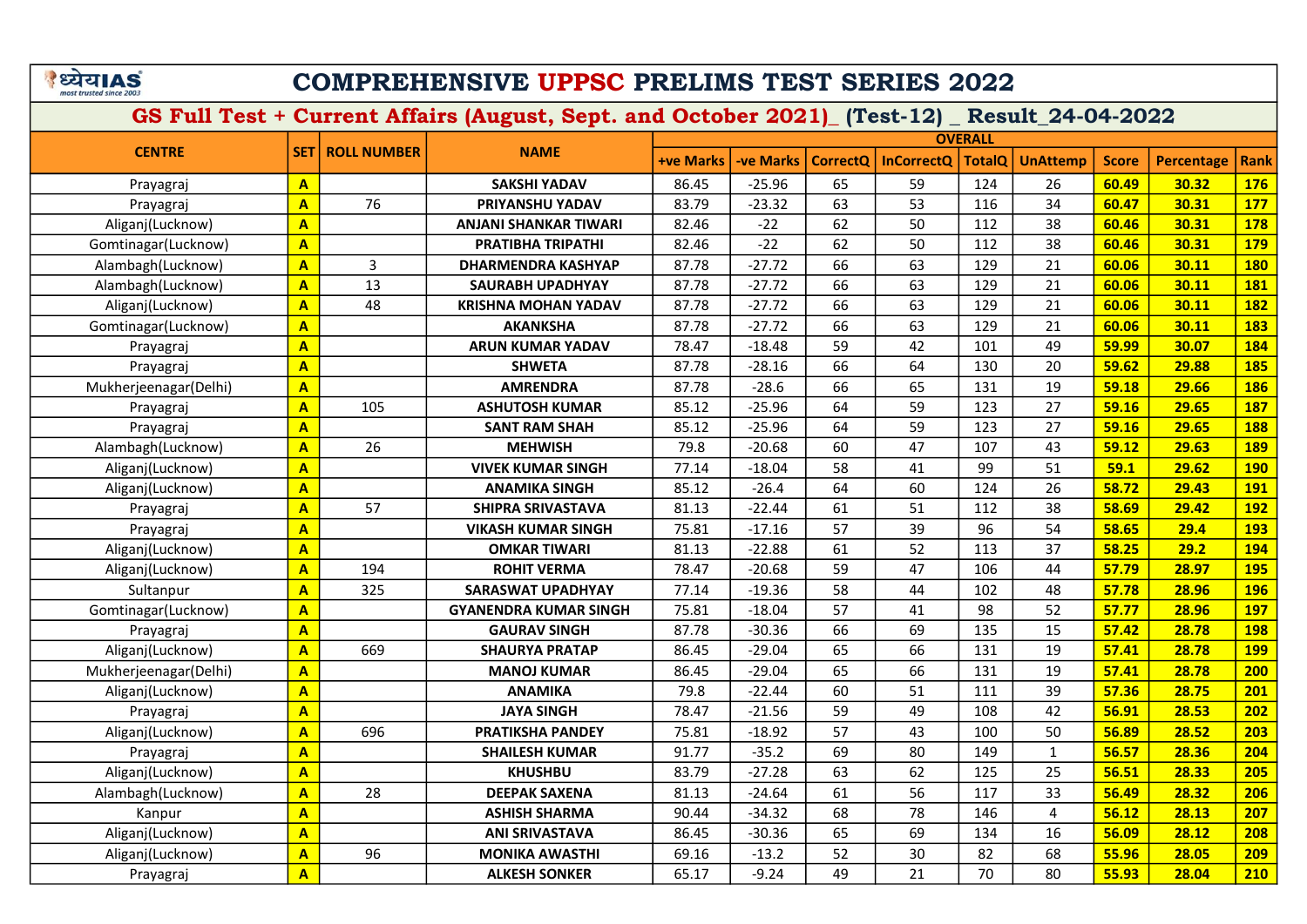# COMPREHENSIVE UPPSC PRELIMS TEST SERIES 2022

## GS Full Test + Current Affairs (August, Sept. and October 2021)_ (Test-12) _ Result_24-04-2022

| CENTRE | SET | ROLL NUMBER | NAME | OVERALL | | | | | | | | |
|---|---|---|---|---|---|---|---|---|---|---|---|---|
| | | | | +ve Marks | -ve Marks | CorrectQ | InCorrectQ | TotalQ | UnAttemp | Score | Percentage | Rank |
| Prayagraj | A | | SAKSHI YADAV | 86.45 | -25.96 | 65 | 59 | 124 | 26 | 60.49 | 30.32 | 176 |
| Prayagraj | A | 76 | PRIYANSHU YADAV | 83.79 | -23.32 | 63 | 53 | 116 | 34 | 60.47 | 30.31 | 177 |
| Aliganj(Lucknow) | A | | ANJANI SHANKAR TIWARI | 82.46 | -22 | 62 | 50 | 112 | 38 | 60.46 | 30.31 | 178 |
| Gomtinagar(Lucknow) | A | | PRATIBHA TRIPATHI | 82.46 | -22 | 62 | 50 | 112 | 38 | 60.46 | 30.31 | 179 |
| Alambagh(Lucknow) | A | 3 | DHARMENDRA KASHYAP | 87.78 | -27.72 | 66 | 63 | 129 | 21 | 60.06 | 30.11 | 180 |
| Alambagh(Lucknow) | A | 13 | SAURABH UPADHYAY | 87.78 | -27.72 | 66 | 63 | 129 | 21 | 60.06 | 30.11 | 181 |
| Aliganj(Lucknow) | A | 48 | KRISHNA MOHAN YADAV | 87.78 | -27.72 | 66 | 63 | 129 | 21 | 60.06 | 30.11 | 182 |
| Gomtinagar(Lucknow) | A | | AKANKSHA | 87.78 | -27.72 | 66 | 63 | 129 | 21 | 60.06 | 30.11 | 183 |
| Prayagraj | A | | ARUN KUMAR YADAV | 78.47 | -18.48 | 59 | 42 | 101 | 49 | 59.99 | 30.07 | 184 |
| Prayagraj | A | | SHWETA | 87.78 | -28.16 | 66 | 64 | 130 | 20 | 59.62 | 29.88 | 185 |
| Mukherjeenagar(Delhi) | A | | AMRENDRA | 87.78 | -28.6 | 66 | 65 | 131 | 19 | 59.18 | 29.66 | 186 |
| Prayagraj | A | 105 | ASHUTOSH KUMAR | 85.12 | -25.96 | 64 | 59 | 123 | 27 | 59.16 | 29.65 | 187 |
| Prayagraj | A | | SANT RAM SHAH | 85.12 | -25.96 | 64 | 59 | 123 | 27 | 59.16 | 29.65 | 188 |
| Alambagh(Lucknow) | A | 26 | MEHWISH | 79.8 | -20.68 | 60 | 47 | 107 | 43 | 59.12 | 29.63 | 189 |
| Aliganj(Lucknow) | A | | VIVEK KUMAR SINGH | 77.14 | -18.04 | 58 | 41 | 99 | 51 | 59.1 | 29.62 | 190 |
| Aliganj(Lucknow) | A | | ANAMIKA SINGH | 85.12 | -26.4 | 64 | 60 | 124 | 26 | 58.72 | 29.43 | 191 |
| Prayagraj | A | 57 | SHIPRA SRIVASTAVA | 81.13 | -22.44 | 61 | 51 | 112 | 38 | 58.69 | 29.42 | 192 |
| Prayagraj | A | | VIKASH KUMAR SINGH | 75.81 | -17.16 | 57 | 39 | 96 | 54 | 58.65 | 29.4 | 193 |
| Aliganj(Lucknow) | A | | OMKAR TIWARI | 81.13 | -22.88 | 61 | 52 | 113 | 37 | 58.25 | 29.2 | 194 |
| Aliganj(Lucknow) | A | 194 | ROHIT VERMA | 78.47 | -20.68 | 59 | 47 | 106 | 44 | 57.79 | 28.97 | 195 |
| Sultanpur | A | 325 | SARASWAT UPADHYAY | 77.14 | -19.36 | 58 | 44 | 102 | 48 | 57.78 | 28.96 | 196 |
| Gomtinagar(Lucknow) | A | | GYANENDRA KUMAR SINGH | 75.81 | -18.04 | 57 | 41 | 98 | 52 | 57.77 | 28.96 | 197 |
| Prayagraj | A | | GAURAV SINGH | 87.78 | -30.36 | 66 | 69 | 135 | 15 | 57.42 | 28.78 | 198 |
| Aliganj(Lucknow) | A | 669 | SHAURYA PRATAP | 86.45 | -29.04 | 65 | 66 | 131 | 19 | 57.41 | 28.78 | 199 |
| Mukherjeenagar(Delhi) | A | | MANOJ KUMAR | 86.45 | -29.04 | 65 | 66 | 131 | 19 | 57.41 | 28.78 | 200 |
| Aliganj(Lucknow) | A | | ANAMIKA | 79.8 | -22.44 | 60 | 51 | 111 | 39 | 57.36 | 28.75 | 201 |
| Prayagraj | A | | JAYA SINGH | 78.47 | -21.56 | 59 | 49 | 108 | 42 | 56.91 | 28.53 | 202 |
| Aliganj(Lucknow) | A | 696 | PRATIKSHA PANDEY | 75.81 | -18.92 | 57 | 43 | 100 | 50 | 56.89 | 28.52 | 203 |
| Prayagraj | A | | SHAILESH KUMAR | 91.77 | -35.2 | 69 | 80 | 149 | 1 | 56.57 | 28.36 | 204 |
| Aliganj(Lucknow) | A | | KHUSHBU | 83.79 | -27.28 | 63 | 62 | 125 | 25 | 56.51 | 28.33 | 205 |
| Alambagh(Lucknow) | A | 28 | DEEPAK SAXENA | 81.13 | -24.64 | 61 | 56 | 117 | 33 | 56.49 | 28.32 | 206 |
| Kanpur | A | | ASHISH SHARMA | 90.44 | -34.32 | 68 | 78 | 146 | 4 | 56.12 | 28.13 | 207 |
| Aliganj(Lucknow) | A | | ANI SRIVASTAVA | 86.45 | -30.36 | 65 | 69 | 134 | 16 | 56.09 | 28.12 | 208 |
| Aliganj(Lucknow) | A | 96 | MONIKA AWASTHI | 69.16 | -13.2 | 52 | 30 | 82 | 68 | 55.96 | 28.05 | 209 |
| Prayagraj | A | | ALKESH SONKER | 65.17 | -9.24 | 49 | 21 | 70 | 80 | 55.93 | 28.04 | 210 |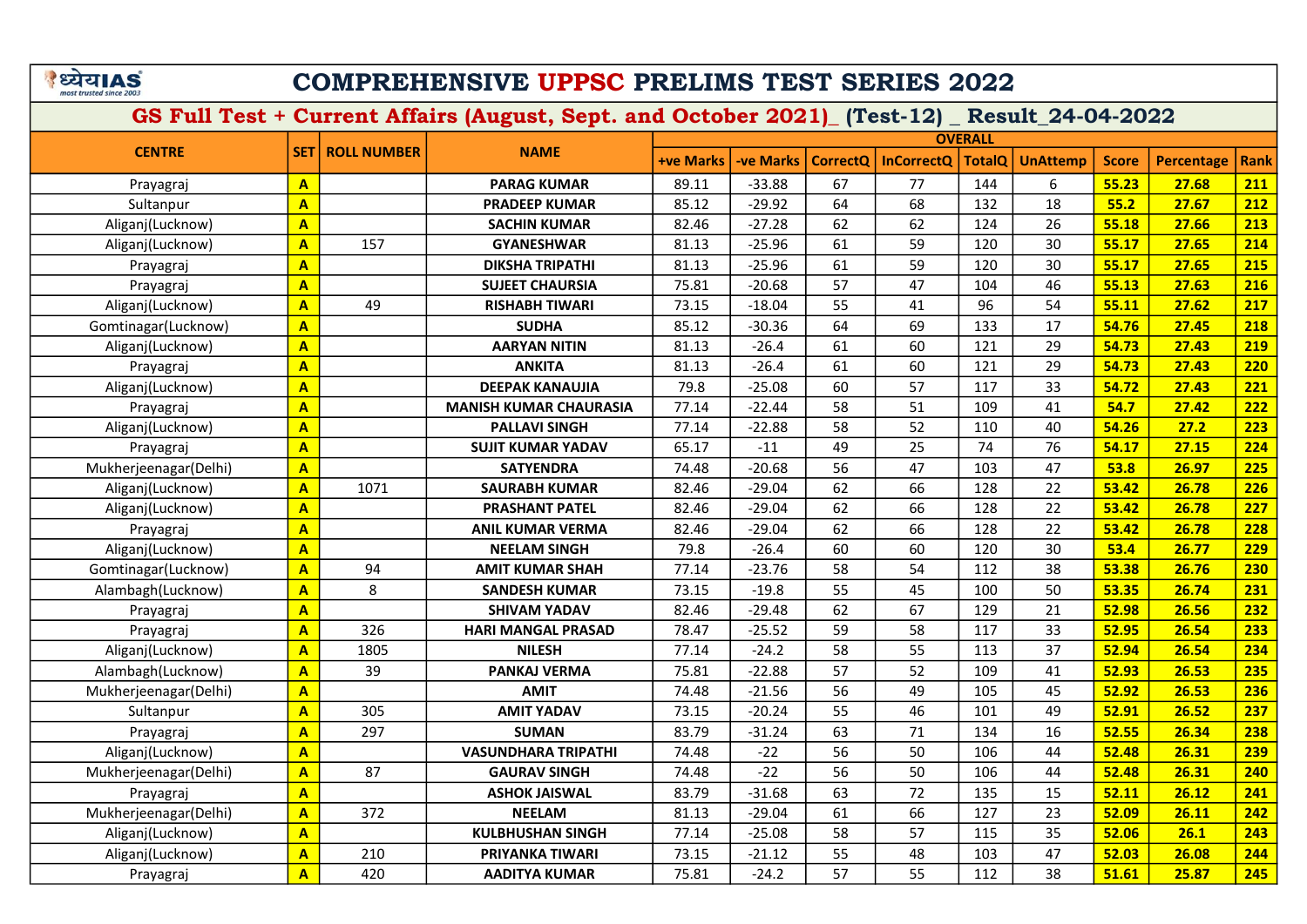# COMPREHENSIVE UPPSC PRELIMS TEST SERIES 2022

## GS Full Test + Current Affairs (August, Sept. and October 2021)_ (Test-12) _ Result_24-04-2022

| CENTRE | SET | ROLL NUMBER | NAME | OVERALL | | | | | | | | |
|---|---|---|---|---|---|---|---|---|---|---|---|---|
| | | | | +ve Marks | -ve Marks | CorrectQ | InCorrectQ | TotalQ | UnAttemp | Score | Percentage | Rank |
| Prayagraj | A | | PARAG KUMAR | 89.11 | -33.88 | 67 | 77 | 144 | 6 | 55.23 | 27.68 | 211 |
| Sultanpur | A | | PRADEEP KUMAR | 85.12 | -29.92 | 64 | 68 | 132 | 18 | 55.2 | 27.67 | 212 |
| Aliganj(Lucknow) | A | | SACHIN KUMAR | 82.46 | -27.28 | 62 | 62 | 124 | 26 | 55.18 | 27.66 | 213 |
| Aliganj(Lucknow) | A | 157 | GYANESHWAR | 81.13 | -25.96 | 61 | 59 | 120 | 30 | 55.17 | 27.65 | 214 |
| Prayagraj | A | | DIKSHA TRIPATHI | 81.13 | -25.96 | 61 | 59 | 120 | 30 | 55.17 | 27.65 | 215 |
| Prayagraj | A | | SUJEET CHAURSIA | 75.81 | -20.68 | 57 | 47 | 104 | 46 | 55.13 | 27.63 | 216 |
| Aliganj(Lucknow) | A | 49 | RISHABH TIWARI | 73.15 | -18.04 | 55 | 41 | 96 | 54 | 55.11 | 27.62 | 217 |
| Gomtinagar(Lucknow) | A | | SUDHA | 85.12 | -30.36 | 64 | 69 | 133 | 17 | 54.76 | 27.45 | 218 |
| Aliganj(Lucknow) | A | | AARYAN NITIN | 81.13 | -26.4 | 61 | 60 | 121 | 29 | 54.73 | 27.43 | 219 |
| Prayagraj | A | | ANKITA | 81.13 | -26.4 | 61 | 60 | 121 | 29 | 54.73 | 27.43 | 220 |
| Aliganj(Lucknow) | A | | DEEPAK KANAUJIA | 79.8 | -25.08 | 60 | 57 | 117 | 33 | 54.72 | 27.43 | 221 |
| Prayagraj | A | | MANISH KUMAR CHAURASIA | 77.14 | -22.44 | 58 | 51 | 109 | 41 | 54.7 | 27.42 | 222 |
| Aliganj(Lucknow) | A | | PALLAVI SINGH | 77.14 | -22.88 | 58 | 52 | 110 | 40 | 54.26 | 27.2 | 223 |
| Prayagraj | A | | SUJIT KUMAR YADAV | 65.17 | -11 | 49 | 25 | 74 | 76 | 54.17 | 27.15 | 224 |
| Mukherjeenagar(Delhi) | A | | SATYENDRA | 74.48 | -20.68 | 56 | 47 | 103 | 47 | 53.8 | 26.97 | 225 |
| Aliganj(Lucknow) | A | 1071 | SAURABH KUMAR | 82.46 | -29.04 | 62 | 66 | 128 | 22 | 53.42 | 26.78 | 226 |
| Aliganj(Lucknow) | A | | PRASHANT PATEL | 82.46 | -29.04 | 62 | 66 | 128 | 22 | 53.42 | 26.78 | 227 |
| Prayagraj | A | | ANIL KUMAR VERMA | 82.46 | -29.04 | 62 | 66 | 128 | 22 | 53.42 | 26.78 | 228 |
| Aliganj(Lucknow) | A | | NEELAM SINGH | 79.8 | -26.4 | 60 | 60 | 120 | 30 | 53.4 | 26.77 | 229 |
| Gomtinagar(Lucknow) | A | 94 | AMIT KUMAR SHAH | 77.14 | -23.76 | 58 | 54 | 112 | 38 | 53.38 | 26.76 | 230 |
| Alambagh(Lucknow) | A | 8 | SANDESH KUMAR | 73.15 | -19.8 | 55 | 45 | 100 | 50 | 53.35 | 26.74 | 231 |
| Prayagraj | A | | SHIVAM YADAV | 82.46 | -29.48 | 62 | 67 | 129 | 21 | 52.98 | 26.56 | 232 |
| Prayagraj | A | 326 | HARI MANGAL PRASAD | 78.47 | -25.52 | 59 | 58 | 117 | 33 | 52.95 | 26.54 | 233 |
| Aliganj(Lucknow) | A | 1805 | NILESH | 77.14 | -24.2 | 58 | 55 | 113 | 37 | 52.94 | 26.54 | 234 |
| Alambagh(Lucknow) | A | 39 | PANKAJ VERMA | 75.81 | -22.88 | 57 | 52 | 109 | 41 | 52.93 | 26.53 | 235 |
| Mukherjeenagar(Delhi) | A | | AMIT | 74.48 | -21.56 | 56 | 49 | 105 | 45 | 52.92 | 26.53 | 236 |
| Sultanpur | A | 305 | AMIT YADAV | 73.15 | -20.24 | 55 | 46 | 101 | 49 | 52.91 | 26.52 | 237 |
| Prayagraj | A | 297 | SUMAN | 83.79 | -31.24 | 63 | 71 | 134 | 16 | 52.55 | 26.34 | 238 |
| Aliganj(Lucknow) | A | | VASUNDHARA TRIPATHI | 74.48 | -22 | 56 | 50 | 106 | 44 | 52.48 | 26.31 | 239 |
| Mukherjeenagar(Delhi) | A | 87 | GAURAV SINGH | 74.48 | -22 | 56 | 50 | 106 | 44 | 52.48 | 26.31 | 240 |
| Prayagraj | A | | ASHOK JAISWAL | 83.79 | -31.68 | 63 | 72 | 135 | 15 | 52.11 | 26.12 | 241 |
| Mukherjeenagar(Delhi) | A | 372 | NEELAM | 81.13 | -29.04 | 61 | 66 | 127 | 23 | 52.09 | 26.11 | 242 |
| Aliganj(Lucknow) | A | | KULBHUSHAN SINGH | 77.14 | -25.08 | 58 | 57 | 115 | 35 | 52.06 | 26.1 | 243 |
| Aliganj(Lucknow) | A | 210 | PRIYANKA TIWARI | 73.15 | -21.12 | 55 | 48 | 103 | 47 | 52.03 | 26.08 | 244 |
| Prayagraj | A | 420 | AADITYA KUMAR | 75.81 | -24.2 | 57 | 55 | 112 | 38 | 51.61 | 25.87 | 245 |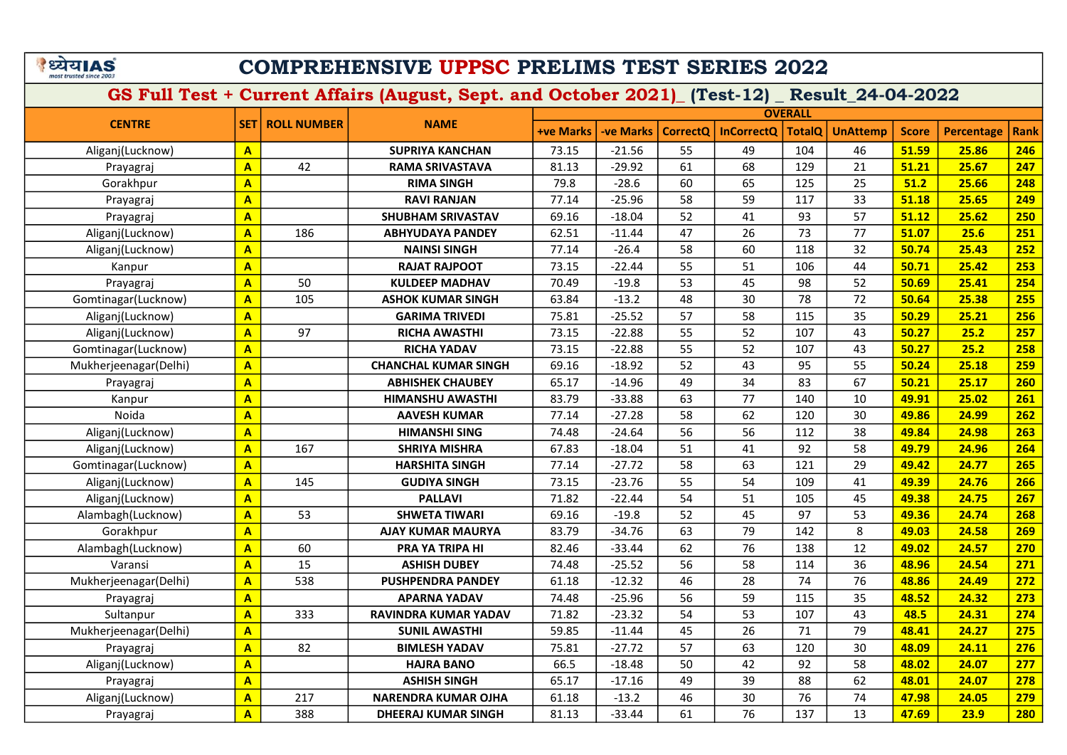# COMPREHENSIVE UPPSC PRELIMS TEST SERIES 2022

## GS Full Test + Current Affairs (August, Sept. and October 2021)_ (Test-12) _ Result_24-04-2022

| CENTRE | SET | ROLL NUMBER | NAME | OVERALL | | | | | | | | |
|---|---|---|---|---|---|---|---|---|---|---|---|---|
| | | | | +ve Marks | -ve Marks | CorrectQ | InCorrectQ | TotalQ | UnAttemp | Score | Percentage | Rank |
| Aliganj(Lucknow) | A | | SUPRIYA KANCHAN | 73.15 | -21.56 | 55 | 49 | 104 | 46 | 51.59 | 25.86 | 246 |
| Prayagraj | A | 42 | RAMA SRIVASTAVA | 81.13 | -29.92 | 61 | 68 | 129 | 21 | 51.21 | 25.67 | 247 |
| Gorakhpur | A | | RIMA SINGH | 79.8 | -28.6 | 60 | 65 | 125 | 25 | 51.2 | 25.66 | 248 |
| Prayagraj | A | | RAVI RANJAN | 77.14 | -25.96 | 58 | 59 | 117 | 33 | 51.18 | 25.65 | 249 |
| Prayagraj | A | | SHUBHAM SRIVASTAV | 69.16 | -18.04 | 52 | 41 | 93 | 57 | 51.12 | 25.62 | 250 |
| Aliganj(Lucknow) | A | 186 | ABHYUDAYA PANDEY | 62.51 | -11.44 | 47 | 26 | 73 | 77 | 51.07 | 25.6 | 251 |
| Aliganj(Lucknow) | A | | NAINSI SINGH | 77.14 | -26.4 | 58 | 60 | 118 | 32 | 50.74 | 25.43 | 252 |
| Kanpur | A | | RAJAT RAJPOOT | 73.15 | -22.44 | 55 | 51 | 106 | 44 | 50.71 | 25.42 | 253 |
| Prayagraj | A | 50 | KULDEEP MADHAV | 70.49 | -19.8 | 53 | 45 | 98 | 52 | 50.69 | 25.41 | 254 |
| Gomtinagar(Lucknow) | A | 105 | ASHOK KUMAR SINGH | 63.84 | -13.2 | 48 | 30 | 78 | 72 | 50.64 | 25.38 | 255 |
| Aliganj(Lucknow) | A | | GARIMA TRIVEDI | 75.81 | -25.52 | 57 | 58 | 115 | 35 | 50.29 | 25.21 | 256 |
| Aliganj(Lucknow) | A | 97 | RICHA AWASTHI | 73.15 | -22.88 | 55 | 52 | 107 | 43 | 50.27 | 25.2 | 257 |
| Gomtinagar(Lucknow) | A | | RICHA YADAV | 73.15 | -22.88 | 55 | 52 | 107 | 43 | 50.27 | 25.2 | 258 |
| Mukherjeenagar(Delhi) | A | | CHANCHAL KUMAR SINGH | 69.16 | -18.92 | 52 | 43 | 95 | 55 | 50.24 | 25.18 | 259 |
| Prayagraj | A | | ABHISHEK CHAUBEY | 65.17 | -14.96 | 49 | 34 | 83 | 67 | 50.21 | 25.17 | 260 |
| Kanpur | A | | HIMANSHU AWASTHI | 83.79 | -33.88 | 63 | 77 | 140 | 10 | 49.91 | 25.02 | 261 |
| Noida | A | | AAVESH KUMAR | 77.14 | -27.28 | 58 | 62 | 120 | 30 | 49.86 | 24.99 | 262 |
| Aliganj(Lucknow) | A | | HIMANSHI SING | 74.48 | -24.64 | 56 | 56 | 112 | 38 | 49.84 | 24.98 | 263 |
| Aliganj(Lucknow) | A | 167 | SHRIYA MISHRA | 67.83 | -18.04 | 51 | 41 | 92 | 58 | 49.79 | 24.96 | 264 |
| Gomtinagar(Lucknow) | A | | HARSHITA SINGH | 77.14 | -27.72 | 58 | 63 | 121 | 29 | 49.42 | 24.77 | 265 |
| Aliganj(Lucknow) | A | 145 | GUDIYA SINGH | 73.15 | -23.76 | 55 | 54 | 109 | 41 | 49.39 | 24.76 | 266 |
| Aliganj(Lucknow) | A | | PALLAVI | 71.82 | -22.44 | 54 | 51 | 105 | 45 | 49.38 | 24.75 | 267 |
| Alambagh(Lucknow) | A | 53 | SHWETA TIWARI | 69.16 | -19.8 | 52 | 45 | 97 | 53 | 49.36 | 24.74 | 268 |
| Gorakhpur | A | | AJAY KUMAR MAURYA | 83.79 | -34.76 | 63 | 79 | 142 | 8 | 49.03 | 24.58 | 269 |
| Alambagh(Lucknow) | A | 60 | PRA YA TRIPA HI | 82.46 | -33.44 | 62 | 76 | 138 | 12 | 49.02 | 24.57 | 270 |
| Varansi | A | 15 | ASHISH DUBEY | 74.48 | -25.52 | 56 | 58 | 114 | 36 | 48.96 | 24.54 | 271 |
| Mukherjeenagar(Delhi) | A | 538 | PUSHPENDRA PANDEY | 61.18 | -12.32 | 46 | 28 | 74 | 76 | 48.86 | 24.49 | 272 |
| Prayagraj | A | | APARNA YADAV | 74.48 | -25.96 | 56 | 59 | 115 | 35 | 48.52 | 24.32 | 273 |
| Sultanpur | A | 333 | RAVINDRA KUMAR YADAV | 71.82 | -23.32 | 54 | 53 | 107 | 43 | 48.5 | 24.31 | 274 |
| Mukherjeenagar(Delhi) | A | | SUNIL AWASTHI | 59.85 | -11.44 | 45 | 26 | 71 | 79 | 48.41 | 24.27 | 275 |
| Prayagraj | A | 82 | BIMLESH YADAV | 75.81 | -27.72 | 57 | 63 | 120 | 30 | 48.09 | 24.11 | 276 |
| Aliganj(Lucknow) | A | | HAJRA BANO | 66.5 | -18.48 | 50 | 42 | 92 | 58 | 48.02 | 24.07 | 277 |
| Prayagraj | A | | ASHISH SINGH | 65.17 | -17.16 | 49 | 39 | 88 | 62 | 48.01 | 24.07 | 278 |
| Aliganj(Lucknow) | A | 217 | NARENDRA KUMAR OJHA | 61.18 | -13.2 | 46 | 30 | 76 | 74 | 47.98 | 24.05 | 279 |
| Prayagraj | A | 388 | DHEERAJ KUMAR SINGH | 81.13 | -33.44 | 61 | 76 | 137 | 13 | 47.69 | 23.9 | 280 |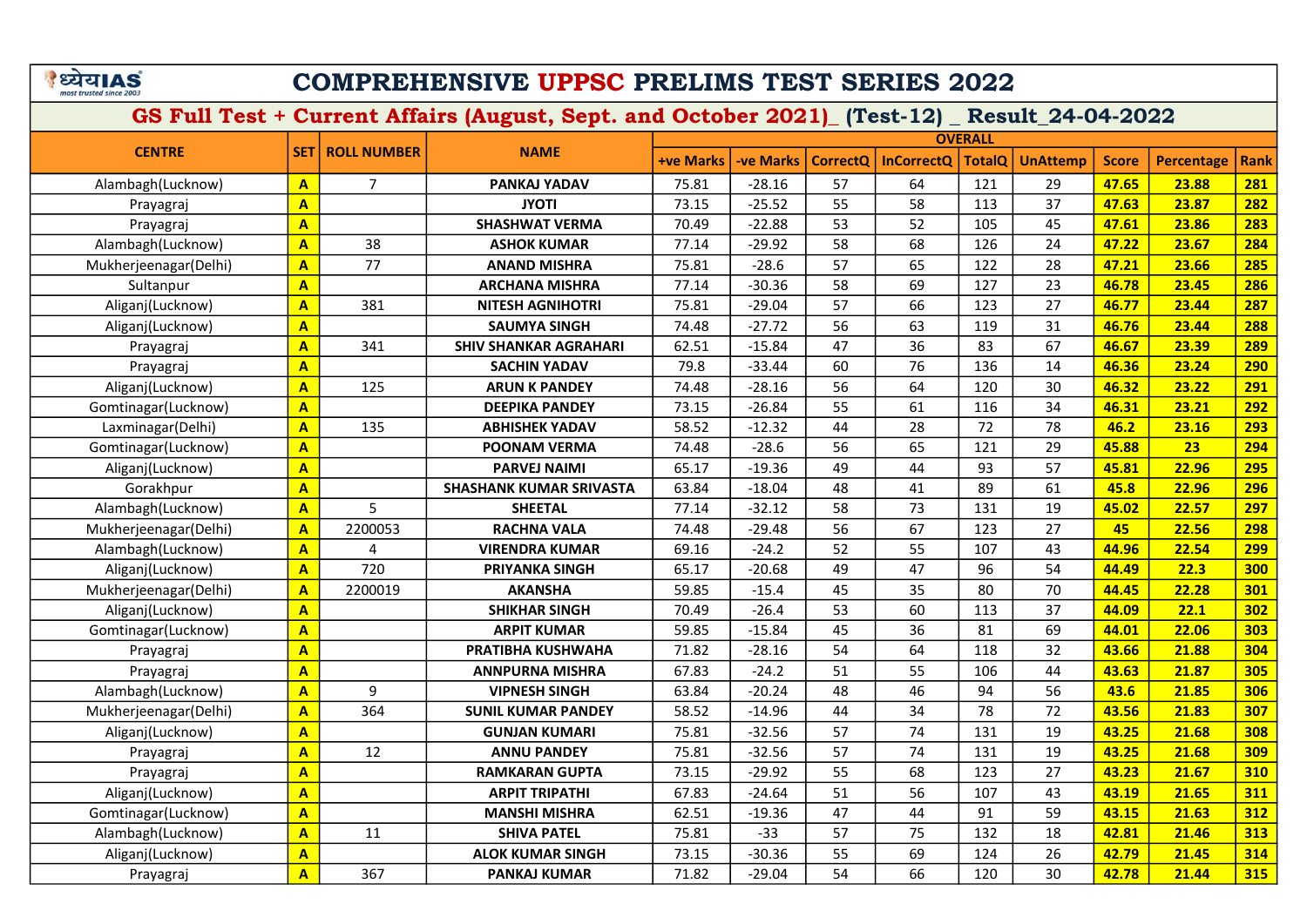# COMPREHENSIVE UPPSC PRELIMS TEST SERIES 2022

## GS Full Test + Current Affairs (August, Sept. and October 2021)_ (Test-12) _ Result_24-04-2022

| CENTRE | SET | ROLL NUMBER | NAME | OVERALL | | | | | | | | |
|---|---|---|---|---|---|---|---|---|---|---|---|---|
| | | | | +ve Marks | -ve Marks | CorrectQ | InCorrectQ | TotalQ | UnAttemp | Score | Percentage | Rank |
| Alambagh(Lucknow) | A | 7 | PANKAJ YADAV | 75.81 | -28.16 | 57 | 64 | 121 | 29 | 47.65 | 23.88 | 281 |
| Prayagraj | A | | JYOTI | 73.15 | -25.52 | 55 | 58 | 113 | 37 | 47.63 | 23.87 | 282 |
| Prayagraj | A | | SHASHWAT VERMA | 70.49 | -22.88 | 53 | 52 | 105 | 45 | 47.61 | 23.86 | 283 |
| Alambagh(Lucknow) | A | 38 | ASHOK KUMAR | 77.14 | -29.92 | 58 | 68 | 126 | 24 | 47.22 | 23.67 | 284 |
| Mukherjeenagar(Delhi) | A | 77 | ANAND MISHRA | 75.81 | -28.6 | 57 | 65 | 122 | 28 | 47.21 | 23.66 | 285 |
| Sultanpur | A | | ARCHANA MISHRA | 77.14 | -30.36 | 58 | 69 | 127 | 23 | 46.78 | 23.45 | 286 |
| Aliganj(Lucknow) | A | 381 | NITESH AGNIHOTRI | 75.81 | -29.04 | 57 | 66 | 123 | 27 | 46.77 | 23.44 | 287 |
| Aliganj(Lucknow) | A | | SAUMYA SINGH | 74.48 | -27.72 | 56 | 63 | 119 | 31 | 46.76 | 23.44 | 288 |
| Prayagraj | A | 341 | SHIV SHANKAR AGRAHARI | 62.51 | -15.84 | 47 | 36 | 83 | 67 | 46.67 | 23.39 | 289 |
| Prayagraj | A | | SACHIN YADAV | 79.8 | -33.44 | 60 | 76 | 136 | 14 | 46.36 | 23.24 | 290 |
| Aliganj(Lucknow) | A | 125 | ARUN K PANDEY | 74.48 | -28.16 | 56 | 64 | 120 | 30 | 46.32 | 23.22 | 291 |
| Gomtinagar(Lucknow) | A | | DEEPIKA PANDEY | 73.15 | -26.84 | 55 | 61 | 116 | 34 | 46.31 | 23.21 | 292 |
| Laxminagar(Delhi) | A | 135 | ABHISHEK YADAV | 58.52 | -12.32 | 44 | 28 | 72 | 78 | 46.2 | 23.16 | 293 |
| Gomtinagar(Lucknow) | A | | POONAM VERMA | 74.48 | -28.6 | 56 | 65 | 121 | 29 | 45.88 | 23 | 294 |
| Aliganj(Lucknow) | A | | PARVEJ NAIMI | 65.17 | -19.36 | 49 | 44 | 93 | 57 | 45.81 | 22.96 | 295 |
| Gorakhpur | A | | SHASHANK KUMAR SRIVASTA | 63.84 | -18.04 | 48 | 41 | 89 | 61 | 45.8 | 22.96 | 296 |
| Alambagh(Lucknow) | A | 5 | SHEETAL | 77.14 | -32.12 | 58 | 73 | 131 | 19 | 45.02 | 22.57 | 297 |
| Mukherjeenagar(Delhi) | A | 2200053 | RACHNA VALA | 74.48 | -29.48 | 56 | 67 | 123 | 27 | 45 | 22.56 | 298 |
| Alambagh(Lucknow) | A | 4 | VIRENDRA KUMAR | 69.16 | -24.2 | 52 | 55 | 107 | 43 | 44.96 | 22.54 | 299 |
| Aliganj(Lucknow) | A | 720 | PRIYANKA SINGH | 65.17 | -20.68 | 49 | 47 | 96 | 54 | 44.49 | 22.3 | 300 |
| Mukherjeenagar(Delhi) | A | 2200019 | AKANSHA | 59.85 | -15.4 | 45 | 35 | 80 | 70 | 44.45 | 22.28 | 301 |
| Aliganj(Lucknow) | A | | SHIKHAR SINGH | 70.49 | -26.4 | 53 | 60 | 113 | 37 | 44.09 | 22.1 | 302 |
| Gomtinagar(Lucknow) | A | | ARPIT KUMAR | 59.85 | -15.84 | 45 | 36 | 81 | 69 | 44.01 | 22.06 | 303 |
| Prayagraj | A | | PRATIBHA KUSHWAHA | 71.82 | -28.16 | 54 | 64 | 118 | 32 | 43.66 | 21.88 | 304 |
| Prayagraj | A | | ANNPURNA MISHRA | 67.83 | -24.2 | 51 | 55 | 106 | 44 | 43.63 | 21.87 | 305 |
| Alambagh(Lucknow) | A | 9 | VIPNESH SINGH | 63.84 | -20.24 | 48 | 46 | 94 | 56 | 43.6 | 21.85 | 306 |
| Mukherjeenagar(Delhi) | A | 364 | SUNIL KUMAR PANDEY | 58.52 | -14.96 | 44 | 34 | 78 | 72 | 43.56 | 21.83 | 307 |
| Aliganj(Lucknow) | A | | GUNJAN KUMARI | 75.81 | -32.56 | 57 | 74 | 131 | 19 | 43.25 | 21.68 | 308 |
| Prayagraj | A | 12 | ANNU PANDEY | 75.81 | -32.56 | 57 | 74 | 131 | 19 | 43.25 | 21.68 | 309 |
| Prayagraj | A | | RAMKARAN GUPTA | 73.15 | -29.92 | 55 | 68 | 123 | 27 | 43.23 | 21.67 | 310 |
| Aliganj(Lucknow) | A | | ARPIT TRIPATHI | 67.83 | -24.64 | 51 | 56 | 107 | 43 | 43.19 | 21.65 | 311 |
| Gomtinagar(Lucknow) | A | | MANSHI MISHRA | 62.51 | -19.36 | 47 | 44 | 91 | 59 | 43.15 | 21.63 | 312 |
| Alambagh(Lucknow) | A | 11 | SHIVA PATEL | 75.81 | -33 | 57 | 75 | 132 | 18 | 42.81 | 21.46 | 313 |
| Aliganj(Lucknow) | A | | ALOK KUMAR SINGH | 73.15 | -30.36 | 55 | 69 | 124 | 26 | 42.79 | 21.45 | 314 |
| Prayagraj | A | 367 | PANKAJ KUMAR | 71.82 | -29.04 | 54 | 66 | 120 | 30 | 42.78 | 21.44 | 315 |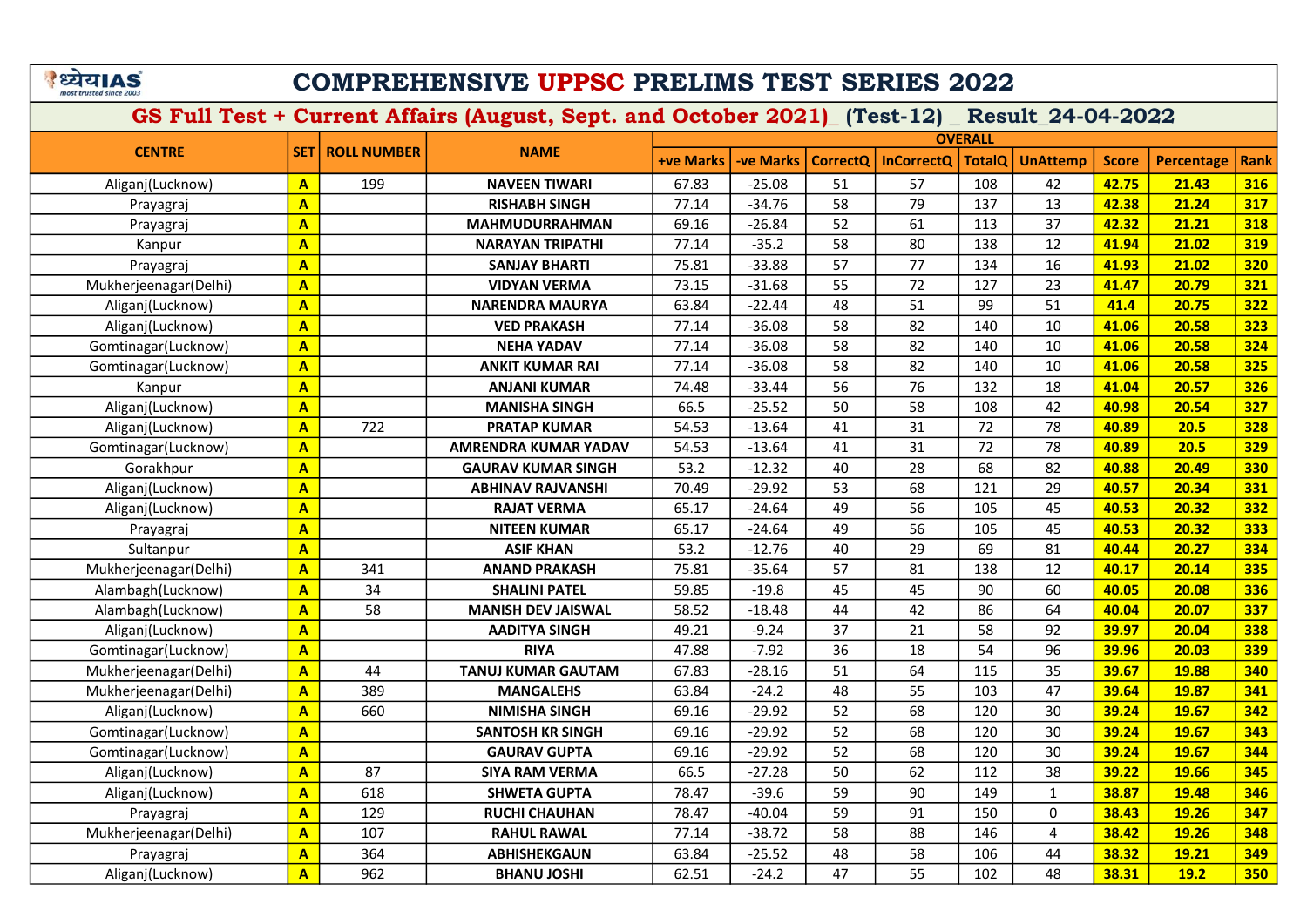# COMPREHENSIVE UPPSC PRELIMS TEST SERIES 2022

## GS Full Test + Current Affairs (August, Sept. and October 2021)_ (Test-12) _ Result_24-04-2022

| CENTRE | SET | ROLL NUMBER | NAME | OVERALL | | | | | | | | |
|---|---|---|---|---|---|---|---|---|---|---|---|---|
| | | | | +ve Marks | -ve Marks | CorrectQ | InCorrectQ | TotalQ | UnAttemp | Score | Percentage | Rank |
| Aliganj(Lucknow) | A | 199 | NAVEEN TIWARI | 67.83 | -25.08 | 51 | 57 | 108 | 42 | 42.75 | 21.43 | 316 |
| Prayagraj | A | | RISHABH SINGH | 77.14 | -34.76 | 58 | 79 | 137 | 13 | 42.38 | 21.24 | 317 |
| Prayagraj | A | | MAHMUDURRAHMAN | 69.16 | -26.84 | 52 | 61 | 113 | 37 | 42.32 | 21.21 | 318 |
| Kanpur | A | | NARAYAN TRIPATHI | 77.14 | -35.2 | 58 | 80 | 138 | 12 | 41.94 | 21.02 | 319 |
| Prayagraj | A | | SANJAY BHARTI | 75.81 | -33.88 | 57 | 77 | 134 | 16 | 41.93 | 21.02 | 320 |
| Mukherjeenagar(Delhi) | A | | VIDYAN VERMA | 73.15 | -31.68 | 55 | 72 | 127 | 23 | 41.47 | 20.79 | 321 |
| Aliganj(Lucknow) | A | | NARENDRA MAURYA | 63.84 | -22.44 | 48 | 51 | 99 | 51 | 41.4 | 20.75 | 322 |
| Aliganj(Lucknow) | A | | VED PRAKASH | 77.14 | -36.08 | 58 | 82 | 140 | 10 | 41.06 | 20.58 | 323 |
| Gomtinagar(Lucknow) | A | | NEHA YADAV | 77.14 | -36.08 | 58 | 82 | 140 | 10 | 41.06 | 20.58 | 324 |
| Gomtinagar(Lucknow) | A | | ANKIT KUMAR RAI | 77.14 | -36.08 | 58 | 82 | 140 | 10 | 41.06 | 20.58 | 325 |
| Kanpur | A | | ANJANI KUMAR | 74.48 | -33.44 | 56 | 76 | 132 | 18 | 41.04 | 20.57 | 326 |
| Aliganj(Lucknow) | A | | MANISHA SINGH | 66.5 | -25.52 | 50 | 58 | 108 | 42 | 40.98 | 20.54 | 327 |
| Aliganj(Lucknow) | A | 722 | PRATAP KUMAR | 54.53 | -13.64 | 41 | 31 | 72 | 78 | 40.89 | 20.5 | 328 |
| Gomtinagar(Lucknow) | A | | AMRENDRA KUMAR YADAV | 54.53 | -13.64 | 41 | 31 | 72 | 78 | 40.89 | 20.5 | 329 |
| Gorakhpur | A | | GAURAV KUMAR SINGH | 53.2 | -12.32 | 40 | 28 | 68 | 82 | 40.88 | 20.49 | 330 |
| Aliganj(Lucknow) | A | | ABHINAV RAJVANSHI | 70.49 | -29.92 | 53 | 68 | 121 | 29 | 40.57 | 20.34 | 331 |
| Aliganj(Lucknow) | A | | RAJAT VERMA | 65.17 | -24.64 | 49 | 56 | 105 | 45 | 40.53 | 20.32 | 332 |
| Prayagraj | A | | NITEEN KUMAR | 65.17 | -24.64 | 49 | 56 | 105 | 45 | 40.53 | 20.32 | 333 |
| Sultanpur | A | | ASIF KHAN | 53.2 | -12.76 | 40 | 29 | 69 | 81 | 40.44 | 20.27 | 334 |
| Mukherjeenagar(Delhi) | A | 341 | ANAND PRAKASH | 75.81 | -35.64 | 57 | 81 | 138 | 12 | 40.17 | 20.14 | 335 |
| Alambagh(Lucknow) | A | 34 | SHALINI PATEL | 59.85 | -19.8 | 45 | 45 | 90 | 60 | 40.05 | 20.08 | 336 |
| Alambagh(Lucknow) | A | 58 | MANISH DEV JAISWAL | 58.52 | -18.48 | 44 | 42 | 86 | 64 | 40.04 | 20.07 | 337 |
| Aliganj(Lucknow) | A | | AADITYA SINGH | 49.21 | -9.24 | 37 | 21 | 58 | 92 | 39.97 | 20.04 | 338 |
| Gomtinagar(Lucknow) | A | | RIYA | 47.88 | -7.92 | 36 | 18 | 54 | 96 | 39.96 | 20.03 | 339 |
| Mukherjeenagar(Delhi) | A | 44 | TANUJ KUMAR GAUTAM | 67.83 | -28.16 | 51 | 64 | 115 | 35 | 39.67 | 19.88 | 340 |
| Mukherjeenagar(Delhi) | A | 389 | MANGALEHS | 63.84 | -24.2 | 48 | 55 | 103 | 47 | 39.64 | 19.87 | 341 |
| Aliganj(Lucknow) | A | 660 | NIMISHA SINGH | 69.16 | -29.92 | 52 | 68 | 120 | 30 | 39.24 | 19.67 | 342 |
| Gomtinagar(Lucknow) | A | | SANTOSH KR SINGH | 69.16 | -29.92 | 52 | 68 | 120 | 30 | 39.24 | 19.67 | 343 |
| Gomtinagar(Lucknow) | A | | GAURAV GUPTA | 69.16 | -29.92 | 52 | 68 | 120 | 30 | 39.24 | 19.67 | 344 |
| Aliganj(Lucknow) | A | 87 | SIYA RAM VERMA | 66.5 | -27.28 | 50 | 62 | 112 | 38 | 39.22 | 19.66 | 345 |
| Aliganj(Lucknow) | A | 618 | SHWETA GUPTA | 78.47 | -39.6 | 59 | 90 | 149 | 1 | 38.87 | 19.48 | 346 |
| Prayagraj | A | 129 | RUCHI CHAUHAN | 78.47 | -40.04 | 59 | 91 | 150 | 0 | 38.43 | 19.26 | 347 |
| Mukherjeenagar(Delhi) | A | 107 | RAHUL RAWAL | 77.14 | -38.72 | 58 | 88 | 146 | 4 | 38.42 | 19.26 | 348 |
| Prayagraj | A | 364 | ABHISHEKGAUN | 63.84 | -25.52 | 48 | 58 | 106 | 44 | 38.32 | 19.21 | 349 |
| Aliganj(Lucknow) | A | 962 | BHANU JOSHI | 62.51 | -24.2 | 47 | 55 | 102 | 48 | 38.31 | 19.2 | 350 |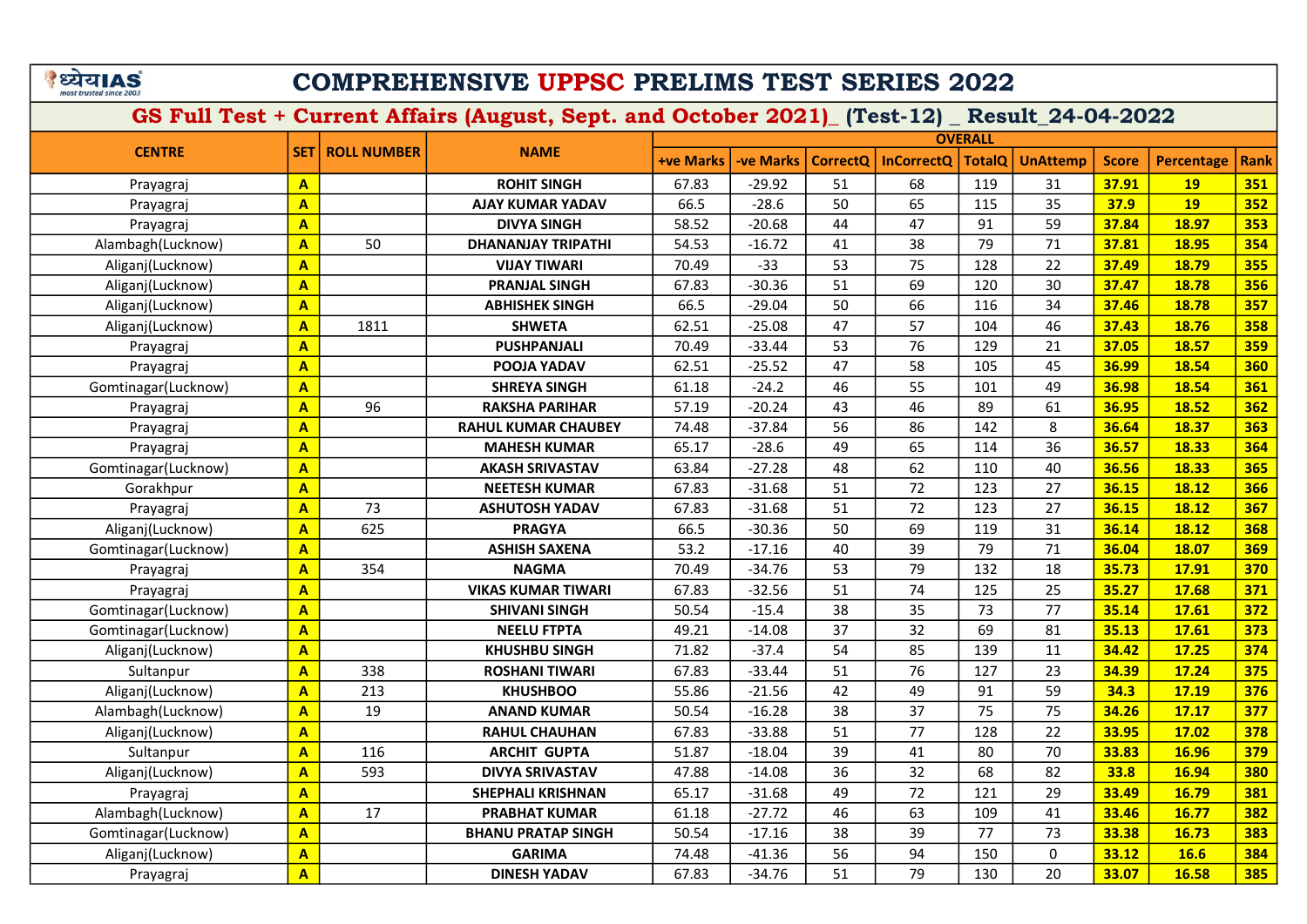# COMPREHENSIVE UPPSC PRELIMS TEST SERIES 2022

## GS Full Test + Current Affairs (August, Sept. and October 2021)_ (Test-12) _ Result_24-04-2022

| CENTRE | SET | ROLL NUMBER | NAME | OVERALL | | | | | | | | |
|---|---|---|---|---|---|---|---|---|---|---|---|---|
| | | | | +ve Marks | -ve Marks | CorrectQ | InCorrectQ | TotalQ | UnAttemp | Score | Percentage | Rank |
| Prayagraj | A | | ROHIT SINGH | 67.83 | -29.92 | 51 | 68 | 119 | 31 | 37.91 | 19 | 351 |
| Prayagraj | A | | AJAY KUMAR YADAV | 66.5 | -28.6 | 50 | 65 | 115 | 35 | 37.9 | 19 | 352 |
| Prayagraj | A | | DIVYA SINGH | 58.52 | -20.68 | 44 | 47 | 91 | 59 | 37.84 | 18.97 | 353 |
| Alambagh(Lucknow) | A | 50 | DHANANJAY TRIPATHI | 54.53 | -16.72 | 41 | 38 | 79 | 71 | 37.81 | 18.95 | 354 |
| Aliganj(Lucknow) | A | | VIJAY TIWARI | 70.49 | -33 | 53 | 75 | 128 | 22 | 37.49 | 18.79 | 355 |
| Aliganj(Lucknow) | A | | PRANJAL SINGH | 67.83 | -30.36 | 51 | 69 | 120 | 30 | 37.47 | 18.78 | 356 |
| Aliganj(Lucknow) | A | | ABHISHEK SINGH | 66.5 | -29.04 | 50 | 66 | 116 | 34 | 37.46 | 18.78 | 357 |
| Aliganj(Lucknow) | A | 1811 | SHWETA | 62.51 | -25.08 | 47 | 57 | 104 | 46 | 37.43 | 18.76 | 358 |
| Prayagraj | A | | PUSHPANJALI | 70.49 | -33.44 | 53 | 76 | 129 | 21 | 37.05 | 18.57 | 359 |
| Prayagraj | A | | POOJA YADAV | 62.51 | -25.52 | 47 | 58 | 105 | 45 | 36.99 | 18.54 | 360 |
| Gomtinagar(Lucknow) | A | | SHREYA SINGH | 61.18 | -24.2 | 46 | 55 | 101 | 49 | 36.98 | 18.54 | 361 |
| Prayagraj | A | 96 | RAKSHA PARIHAR | 57.19 | -20.24 | 43 | 46 | 89 | 61 | 36.95 | 18.52 | 362 |
| Prayagraj | A | | RAHUL KUMAR CHAUBEY | 74.48 | -37.84 | 56 | 86 | 142 | 8 | 36.64 | 18.37 | 363 |
| Prayagraj | A | | MAHESH KUMAR | 65.17 | -28.6 | 49 | 65 | 114 | 36 | 36.57 | 18.33 | 364 |
| Gomtinagar(Lucknow) | A | | AKASH SRIVASTAV | 63.84 | -27.28 | 48 | 62 | 110 | 40 | 36.56 | 18.33 | 365 |
| Gorakhpur | A | | NEETESH KUMAR | 67.83 | -31.68 | 51 | 72 | 123 | 27 | 36.15 | 18.12 | 366 |
| Prayagraj | A | 73 | ASHUTOSH YADAV | 67.83 | -31.68 | 51 | 72 | 123 | 27 | 36.15 | 18.12 | 367 |
| Aliganj(Lucknow) | A | 625 | PRAGYA | 66.5 | -30.36 | 50 | 69 | 119 | 31 | 36.14 | 18.12 | 368 |
| Gomtinagar(Lucknow) | A | | ASHISH SAXENA | 53.2 | -17.16 | 40 | 39 | 79 | 71 | 36.04 | 18.07 | 369 |
| Prayagraj | A | 354 | NAGMA | 70.49 | -34.76 | 53 | 79 | 132 | 18 | 35.73 | 17.91 | 370 |
| Prayagraj | A | | VIKAS KUMAR TIWARI | 67.83 | -32.56 | 51 | 74 | 125 | 25 | 35.27 | 17.68 | 371 |
| Gomtinagar(Lucknow) | A | | SHIVANI SINGH | 50.54 | -15.4 | 38 | 35 | 73 | 77 | 35.14 | 17.61 | 372 |
| Gomtinagar(Lucknow) | A | | NEELU FTPTA | 49.21 | -14.08 | 37 | 32 | 69 | 81 | 35.13 | 17.61 | 373 |
| Aliganj(Lucknow) | A | | KHUSHBU SINGH | 71.82 | -37.4 | 54 | 85 | 139 | 11 | 34.42 | 17.25 | 374 |
| Sultanpur | A | 338 | ROSHANI TIWARI | 67.83 | -33.44 | 51 | 76 | 127 | 23 | 34.39 | 17.24 | 375 |
| Aliganj(Lucknow) | A | 213 | KHUSHBOO | 55.86 | -21.56 | 42 | 49 | 91 | 59 | 34.3 | 17.19 | 376 |
| Alambagh(Lucknow) | A | 19 | ANAND KUMAR | 50.54 | -16.28 | 38 | 37 | 75 | 75 | 34.26 | 17.17 | 377 |
| Aliganj(Lucknow) | A | | RAHUL CHAUHAN | 67.83 | -33.88 | 51 | 77 | 128 | 22 | 33.95 | 17.02 | 378 |
| Sultanpur | A | 116 | ARCHIT GUPTA | 51.87 | -18.04 | 39 | 41 | 80 | 70 | 33.83 | 16.96 | 379 |
| Aliganj(Lucknow) | A | 593 | DIVYA SRIVASTAV | 47.88 | -14.08 | 36 | 32 | 68 | 82 | 33.8 | 16.94 | 380 |
| Prayagraj | A | | SHEPHALI KRISHNAN | 65.17 | -31.68 | 49 | 72 | 121 | 29 | 33.49 | 16.79 | 381 |
| Alambagh(Lucknow) | A | 17 | PRABHAT KUMAR | 61.18 | -27.72 | 46 | 63 | 109 | 41 | 33.46 | 16.77 | 382 |
| Gomtinagar(Lucknow) | A | | BHANU PRATAP SINGH | 50.54 | -17.16 | 38 | 39 | 77 | 73 | 33.38 | 16.73 | 383 |
| Aliganj(Lucknow) | A | | GARIMA | 74.48 | -41.36 | 56 | 94 | 150 | 0 | 33.12 | 16.6 | 384 |
| Prayagraj | A | | DINESH YADAV | 67.83 | -34.76 | 51 | 79 | 130 | 20 | 33.07 | 16.58 | 385 |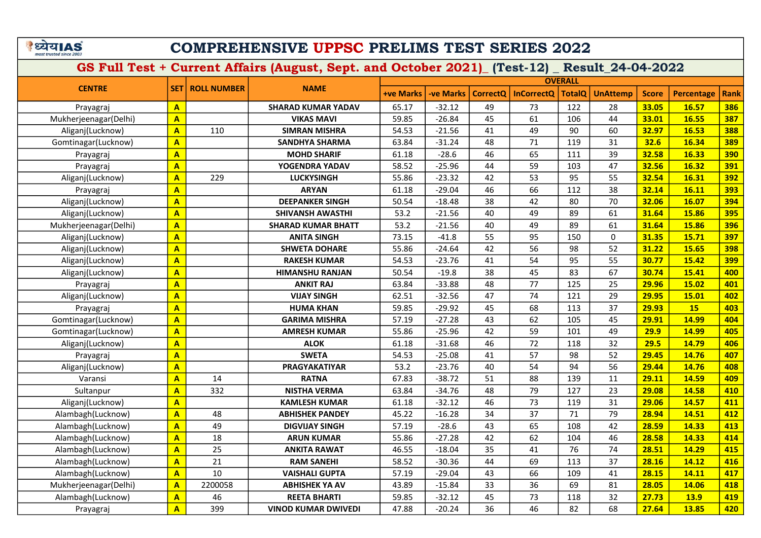# COMPREHENSIVE UPPSC PRELIMS TEST SERIES 2022

## GS Full Test + Current Affairs (August, Sept. and October 2021)_ (Test-12) _ Result_24-04-2022

| CENTRE | SET | ROLL NUMBER | NAME | OVERALL | | | | | | | | |
|---|---|---|---|---|---|---|---|---|---|---|---|---|
| | | | | +ve Marks | -ve Marks | CorrectQ | InCorrectQ | TotalQ | UnAttemp | Score | Percentage | Rank |
| Prayagraj | A | | SHARAD KUMAR YADAV | 65.17 | -32.12 | 49 | 73 | 122 | 28 | 33.05 | 16.57 | 386 |
| Mukherjeenagar(Delhi) | A | | VIKAS MAVI | 59.85 | -26.84 | 45 | 61 | 106 | 44 | 33.01 | 16.55 | 387 |
| Aliganj(Lucknow) | A | 110 | SIMRAN MISHRA | 54.53 | -21.56 | 41 | 49 | 90 | 60 | 32.97 | 16.53 | 388 |
| Gomtinagar(Lucknow) | A | | SANDHYA SHARMA | 63.84 | -31.24 | 48 | 71 | 119 | 31 | 32.6 | 16.34 | 389 |
| Prayagraj | A | | MOHD SHARIF | 61.18 | -28.6 | 46 | 65 | 111 | 39 | 32.58 | 16.33 | 390 |
| Prayagraj | A | | YOGENDRA YADAV | 58.52 | -25.96 | 44 | 59 | 103 | 47 | 32.56 | 16.32 | 391 |
| Aliganj(Lucknow) | A | 229 | LUCKYSINGH | 55.86 | -23.32 | 42 | 53 | 95 | 55 | 32.54 | 16.31 | 392 |
| Prayagraj | A | | ARYAN | 61.18 | -29.04 | 46 | 66 | 112 | 38 | 32.14 | 16.11 | 393 |
| Aliganj(Lucknow) | A | | DEEPANKER SINGH | 50.54 | -18.48 | 38 | 42 | 80 | 70 | 32.06 | 16.07 | 394 |
| Aliganj(Lucknow) | A | | SHIVANSH AWASTHI | 53.2 | -21.56 | 40 | 49 | 89 | 61 | 31.64 | 15.86 | 395 |
| Mukherjeenagar(Delhi) | A | | SHARAD KUMAR BHATT | 53.2 | -21.56 | 40 | 49 | 89 | 61 | 31.64 | 15.86 | 396 |
| Aliganj(Lucknow) | A | | ANITA SINGH | 73.15 | -41.8 | 55 | 95 | 150 | 0 | 31.35 | 15.71 | 397 |
| Aliganj(Lucknow) | A | | SHWETA DOHARE | 55.86 | -24.64 | 42 | 56 | 98 | 52 | 31.22 | 15.65 | 398 |
| Aliganj(Lucknow) | A | | RAKESH KUMAR | 54.53 | -23.76 | 41 | 54 | 95 | 55 | 30.77 | 15.42 | 399 |
| Aliganj(Lucknow) | A | | HIMANSHU RANJAN | 50.54 | -19.8 | 38 | 45 | 83 | 67 | 30.74 | 15.41 | 400 |
| Prayagraj | A | | ANKIT RAJ | 63.84 | -33.88 | 48 | 77 | 125 | 25 | 29.96 | 15.02 | 401 |
| Aliganj(Lucknow) | A | | VIJAY SINGH | 62.51 | -32.56 | 47 | 74 | 121 | 29 | 29.95 | 15.01 | 402 |
| Prayagraj | A | | HUMA KHAN | 59.85 | -29.92 | 45 | 68 | 113 | 37 | 29.93 | 15 | 403 |
| Gomtinagar(Lucknow) | A | | GARIMA MISHRA | 57.19 | -27.28 | 43 | 62 | 105 | 45 | 29.91 | 14.99 | 404 |
| Gomtinagar(Lucknow) | A | | AMRESH KUMAR | 55.86 | -25.96 | 42 | 59 | 101 | 49 | 29.9 | 14.99 | 405 |
| Aliganj(Lucknow) | A | | ALOK | 61.18 | -31.68 | 46 | 72 | 118 | 32 | 29.5 | 14.79 | 406 |
| Prayagraj | A | | SWETA | 54.53 | -25.08 | 41 | 57 | 98 | 52 | 29.45 | 14.76 | 407 |
| Aliganj(Lucknow) | A | | PRAGYAKATIYAR | 53.2 | -23.76 | 40 | 54 | 94 | 56 | 29.44 | 14.76 | 408 |
| Varansi | A | 14 | RATNA | 67.83 | -38.72 | 51 | 88 | 139 | 11 | 29.11 | 14.59 | 409 |
| Sultanpur | A | 332 | NISTHA VERMA | 63.84 | -34.76 | 48 | 79 | 127 | 23 | 29.08 | 14.58 | 410 |
| Aliganj(Lucknow) | A | | KAMLESH KUMAR | 61.18 | -32.12 | 46 | 73 | 119 | 31 | 29.06 | 14.57 | 411 |
| Alambagh(Lucknow) | A | 48 | ABHISHEK PANDEY | 45.22 | -16.28 | 34 | 37 | 71 | 79 | 28.94 | 14.51 | 412 |
| Alambagh(Lucknow) | A | 49 | DIGVIJAY SINGH | 57.19 | -28.6 | 43 | 65 | 108 | 42 | 28.59 | 14.33 | 413 |
| Alambagh(Lucknow) | A | 18 | ARUN KUMAR | 55.86 | -27.28 | 42 | 62 | 104 | 46 | 28.58 | 14.33 | 414 |
| Alambagh(Lucknow) | A | 25 | ANKITA RAWAT | 46.55 | -18.04 | 35 | 41 | 76 | 74 | 28.51 | 14.29 | 415 |
| Alambagh(Lucknow) | A | 21 | RAM SANEHI | 58.52 | -30.36 | 44 | 69 | 113 | 37 | 28.16 | 14.12 | 416 |
| Alambagh(Lucknow) | A | 10 | VAISHALI GUPTA | 57.19 | -29.04 | 43 | 66 | 109 | 41 | 28.15 | 14.11 | 417 |
| Mukherjeenagar(Delhi) | A | 2200058 | ABHISHEK YA AV | 43.89 | -15.84 | 33 | 36 | 69 | 81 | 28.05 | 14.06 | 418 |
| Alambagh(Lucknow) | A | 46 | REETA BHARTI | 59.85 | -32.12 | 45 | 73 | 118 | 32 | 27.73 | 13.9 | 419 |
| Prayagraj | A | 399 | VINOD KUMAR DWIVEDI | 47.88 | -20.24 | 36 | 46 | 82 | 68 | 27.64 | 13.85 | 420 |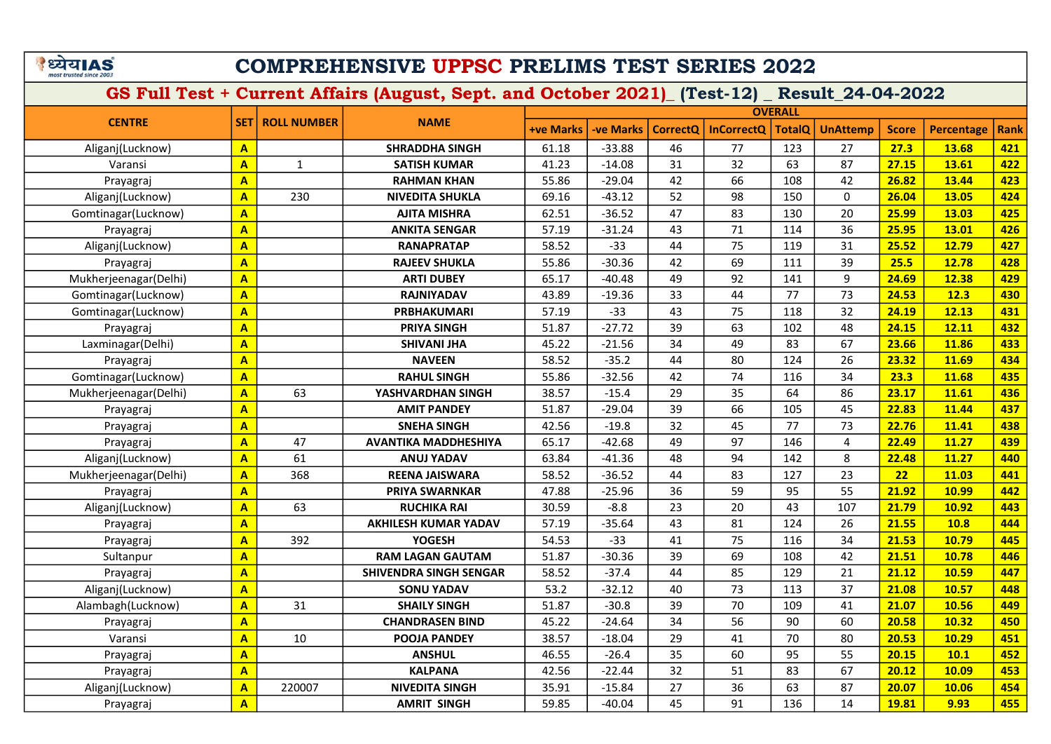# COMPREHENSIVE UPPSC PRELIMS TEST SERIES 2022

## GS Full Test + Current Affairs (August, Sept. and October 2021)_ (Test-12) _ Result_24-04-2022

| CENTRE | SET | ROLL NUMBER | NAME | OVERALL | | | | | | | | |
|---|---|---|---|---|---|---|---|---|---|---|---|---|
| | | | | +ve Marks | -ve Marks | CorrectQ | InCorrectQ | TotalQ | UnAttemp | Score | Percentage | Rank |
| Aliganj(Lucknow) | A | | SHRADDHA SINGH | 61.18 | -33.88 | 46 | 77 | 123 | 27 | 27.3 | 13.68 | 421 |
| Varansi | A | 1 | SATISH KUMAR | 41.23 | -14.08 | 31 | 32 | 63 | 87 | 27.15 | 13.61 | 422 |
| Prayagraj | A | | RAHMAN KHAN | 55.86 | -29.04 | 42 | 66 | 108 | 42 | 26.82 | 13.44 | 423 |
| Aliganj(Lucknow) | A | 230 | NIVEDITA SHUKLA | 69.16 | -43.12 | 52 | 98 | 150 | 0 | 26.04 | 13.05 | 424 |
| Gomtinagar(Lucknow) | A | | AJITA MISHRA | 62.51 | -36.52 | 47 | 83 | 130 | 20 | 25.99 | 13.03 | 425 |
| Prayagraj | A | | ANKITA SENGAR | 57.19 | -31.24 | 43 | 71 | 114 | 36 | 25.95 | 13.01 | 426 |
| Aliganj(Lucknow) | A | | RANAPRATAP | 58.52 | -33 | 44 | 75 | 119 | 31 | 25.52 | 12.79 | 427 |
| Prayagraj | A | | RAJEEV SHUKLA | 55.86 | -30.36 | 42 | 69 | 111 | 39 | 25.5 | 12.78 | 428 |
| Mukherjeenagar(Delhi) | A | | ARTI DUBEY | 65.17 | -40.48 | 49 | 92 | 141 | 9 | 24.69 | 12.38 | 429 |
| Gomtinagar(Lucknow) | A | | RAJNIYADAV | 43.89 | -19.36 | 33 | 44 | 77 | 73 | 24.53 | 12.3 | 430 |
| Gomtinagar(Lucknow) | A | | PRBHAKUMARI | 57.19 | -33 | 43 | 75 | 118 | 32 | 24.19 | 12.13 | 431 |
| Prayagraj | A | | PRIYA SINGH | 51.87 | -27.72 | 39 | 63 | 102 | 48 | 24.15 | 12.11 | 432 |
| Laxminagar(Delhi) | A | | SHIVANI JHA | 45.22 | -21.56 | 34 | 49 | 83 | 67 | 23.66 | 11.86 | 433 |
| Prayagraj | A | | NAVEEN | 58.52 | -35.2 | 44 | 80 | 124 | 26 | 23.32 | 11.69 | 434 |
| Gomtinagar(Lucknow) | A | | RAHUL SINGH | 55.86 | -32.56 | 42 | 74 | 116 | 34 | 23.3 | 11.68 | 435 |
| Mukherjeenagar(Delhi) | A | 63 | YASHVARDHAN SINGH | 38.57 | -15.4 | 29 | 35 | 64 | 86 | 23.17 | 11.61 | 436 |
| Prayagraj | A | | AMIT PANDEY | 51.87 | -29.04 | 39 | 66 | 105 | 45 | 22.83 | 11.44 | 437 |
| Prayagraj | A | | SNEHA SINGH | 42.56 | -19.8 | 32 | 45 | 77 | 73 | 22.76 | 11.41 | 438 |
| Prayagraj | A | 47 | AVANTIKA MADDHESHIYA | 65.17 | -42.68 | 49 | 97 | 146 | 4 | 22.49 | 11.27 | 439 |
| Aliganj(Lucknow) | A | 61 | ANUJ YADAV | 63.84 | -41.36 | 48 | 94 | 142 | 8 | 22.48 | 11.27 | 440 |
| Mukherjeenagar(Delhi) | A | 368 | REENA JAISWARA | 58.52 | -36.52 | 44 | 83 | 127 | 23 | 22 | 11.03 | 441 |
| Prayagraj | A | | PRIYA SWARNKAR | 47.88 | -25.96 | 36 | 59 | 95 | 55 | 21.92 | 10.99 | 442 |
| Aliganj(Lucknow) | A | 63 | RUCHIKA RAI | 30.59 | -8.8 | 23 | 20 | 43 | 107 | 21.79 | 10.92 | 443 |
| Prayagraj | A | | AKHILESH KUMAR YADAV | 57.19 | -35.64 | 43 | 81 | 124 | 26 | 21.55 | 10.8 | 444 |
| Prayagraj | A | 392 | YOGESH | 54.53 | -33 | 41 | 75 | 116 | 34 | 21.53 | 10.79 | 445 |
| Sultanpur | A | | RAM LAGAN GAUTAM | 51.87 | -30.36 | 39 | 69 | 108 | 42 | 21.51 | 10.78 | 446 |
| Prayagraj | A | | SHIVENDRA SINGH SENGAR | 58.52 | -37.4 | 44 | 85 | 129 | 21 | 21.12 | 10.59 | 447 |
| Aliganj(Lucknow) | A | | SONU YADAV | 53.2 | -32.12 | 40 | 73 | 113 | 37 | 21.08 | 10.57 | 448 |
| Alambagh(Lucknow) | A | 31 | SHAILY SINGH | 51.87 | -30.8 | 39 | 70 | 109 | 41 | 21.07 | 10.56 | 449 |
| Prayagraj | A | | CHANDRASEN BIND | 45.22 | -24.64 | 34 | 56 | 90 | 60 | 20.58 | 10.32 | 450 |
| Varansi | A | 10 | POOJA PANDEY | 38.57 | -18.04 | 29 | 41 | 70 | 80 | 20.53 | 10.29 | 451 |
| Prayagraj | A | | ANSHUL | 46.55 | -26.4 | 35 | 60 | 95 | 55 | 20.15 | 10.1 | 452 |
| Prayagraj | A | | KALPANA | 42.56 | -22.44 | 32 | 51 | 83 | 67 | 20.12 | 10.09 | 453 |
| Aliganj(Lucknow) | A | 220007 | NIVEDITA SINGH | 35.91 | -15.84 | 27 | 36 | 63 | 87 | 20.07 | 10.06 | 454 |
| Prayagraj | A | | AMRIT SINGH | 59.85 | -40.04 | 45 | 91 | 136 | 14 | 19.81 | 9.93 | 455 |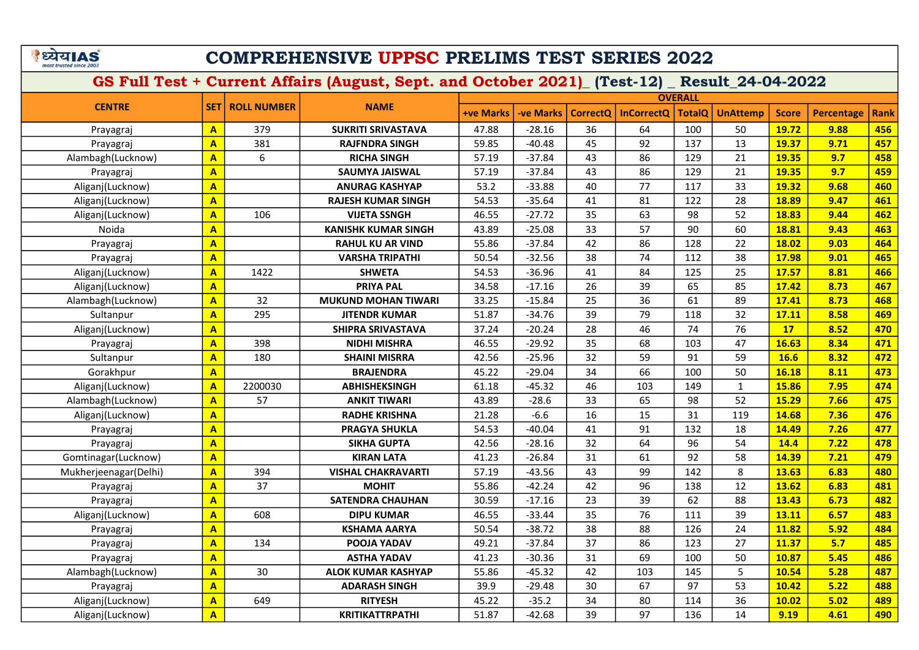# COMPREHENSIVE UPPSC PRELIMS TEST SERIES 2022

## GS Full Test + Current Affairs (August, Sept. and October 2021)_ (Test-12) _ Result_24-04-2022

| CENTRE | SET | ROLL NUMBER | NAME | OVERALL | | | | | | | | |
|---|---|---|---|---|---|---|---|---|---|---|---|---|
| | | | | +ve Marks | -ve Marks | CorrectQ | InCorrectQ | TotalQ | UnAttemp | Score | Percentage | Rank |
| Prayagraj | A | 379 | SUKRITI SRIVASTAVA | 47.88 | -28.16 | 36 | 64 | 100 | 50 | 19.72 | 9.88 | 456 |
| Prayagraj | A | 381 | RAJFNDRA SINGH | 59.85 | -40.48 | 45 | 92 | 137 | 13 | 19.37 | 9.71 | 457 |
| Alambagh(Lucknow) | A | 6 | RICHA SINGH | 57.19 | -37.84 | 43 | 86 | 129 | 21 | 19.35 | 9.7 | 458 |
| Prayagraj | A | | SAUMYA JAISWAL | 57.19 | -37.84 | 43 | 86 | 129 | 21 | 19.35 | 9.7 | 459 |
| Aliganj(Lucknow) | A | | ANURAG KASHYAP | 53.2 | -33.88 | 40 | 77 | 117 | 33 | 19.32 | 9.68 | 460 |
| Aliganj(Lucknow) | A | | RAJESH KUMAR SINGH | 54.53 | -35.64 | 41 | 81 | 122 | 28 | 18.89 | 9.47 | 461 |
| Aliganj(Lucknow) | A | 106 | VIJETA SSNGH | 46.55 | -27.72 | 35 | 63 | 98 | 52 | 18.83 | 9.44 | 462 |
| Noida | A | | KANISHK KUMAR SINGH | 43.89 | -25.08 | 33 | 57 | 90 | 60 | 18.81 | 9.43 | 463 |
| Prayagraj | A | | RAHUL KU AR VIND | 55.86 | -37.84 | 42 | 86 | 128 | 22 | 18.02 | 9.03 | 464 |
| Prayagraj | A | | VARSHA TRIPATHI | 50.54 | -32.56 | 38 | 74 | 112 | 38 | 17.98 | 9.01 | 465 |
| Aliganj(Lucknow) | A | 1422 | SHWETA | 54.53 | -36.96 | 41 | 84 | 125 | 25 | 17.57 | 8.81 | 466 |
| Aliganj(Lucknow) | A | | PRIYA PAL | 34.58 | -17.16 | 26 | 39 | 65 | 85 | 17.42 | 8.73 | 467 |
| Alambagh(Lucknow) | A | 32 | MUKUND MOHAN TIWARI | 33.25 | -15.84 | 25 | 36 | 61 | 89 | 17.41 | 8.73 | 468 |
| Sultanpur | A | 295 | JITENDR KUMAR | 51.87 | -34.76 | 39 | 79 | 118 | 32 | 17.11 | 8.58 | 469 |
| Aliganj(Lucknow) | A | | SHIPRA SRIVASTAVA | 37.24 | -20.24 | 28 | 46 | 74 | 76 | 17 | 8.52 | 470 |
| Prayagraj | A | 398 | NIDHI MISHRA | 46.55 | -29.92 | 35 | 68 | 103 | 47 | 16.63 | 8.34 | 471 |
| Sultanpur | A | 180 | SHAINI MISRRA | 42.56 | -25.96 | 32 | 59 | 91 | 59 | 16.6 | 8.32 | 472 |
| Gorakhpur | A | | BRAJENDRA | 45.22 | -29.04 | 34 | 66 | 100 | 50 | 16.18 | 8.11 | 473 |
| Aliganj(Lucknow) | A | 2200030 | ABHISHEKSINGH | 61.18 | -45.32 | 46 | 103 | 149 | 1 | 15.86 | 7.95 | 474 |
| Alambagh(Lucknow) | A | 57 | ANKIT TIWARI | 43.89 | -28.6 | 33 | 65 | 98 | 52 | 15.29 | 7.66 | 475 |
| Aliganj(Lucknow) | A | | RADHE KRISHNA | 21.28 | -6.6 | 16 | 15 | 31 | 119 | 14.68 | 7.36 | 476 |
| Prayagraj | A | | PRAGYA SHUKLA | 54.53 | -40.04 | 41 | 91 | 132 | 18 | 14.49 | 7.26 | 477 |
| Prayagraj | A | | SIKHA GUPTA | 42.56 | -28.16 | 32 | 64 | 96 | 54 | 14.4 | 7.22 | 478 |
| Gomtinagar(Lucknow) | A | | KIRAN LATA | 41.23 | -26.84 | 31 | 61 | 92 | 58 | 14.39 | 7.21 | 479 |
| Mukherjeenagar(Delhi) | A | 394 | VISHAL CHAKRAVARTI | 57.19 | -43.56 | 43 | 99 | 142 | 8 | 13.63 | 6.83 | 480 |
| Prayagraj | A | 37 | MOHIT | 55.86 | -42.24 | 42 | 96 | 138 | 12 | 13.62 | 6.83 | 481 |
| Prayagraj | A | | SATENDRA CHAUHAN | 30.59 | -17.16 | 23 | 39 | 62 | 88 | 13.43 | 6.73 | 482 |
| Aliganj(Lucknow) | A | 608 | DIPU KUMAR | 46.55 | -33.44 | 35 | 76 | 111 | 39 | 13.11 | 6.57 | 483 |
| Prayagraj | A | | KSHAMA AARYA | 50.54 | -38.72 | 38 | 88 | 126 | 24 | 11.82 | 5.92 | 484 |
| Prayagraj | A | 134 | POOJA YADAV | 49.21 | -37.84 | 37 | 86 | 123 | 27 | 11.37 | 5.7 | 485 |
| Prayagraj | A | | ASTHA YADAV | 41.23 | -30.36 | 31 | 69 | 100 | 50 | 10.87 | 5.45 | 486 |
| Alambagh(Lucknow) | A | 30 | ALOK KUMAR KASHYAP | 55.86 | -45.32 | 42 | 103 | 145 | 5 | 10.54 | 5.28 | 487 |
| Prayagraj | A | | ADARASH SINGH | 39.9 | -29.48 | 30 | 67 | 97 | 53 | 10.42 | 5.22 | 488 |
| Aliganj(Lucknow) | A | 649 | RITYESH | 45.22 | -35.2 | 34 | 80 | 114 | 36 | 10.02 | 5.02 | 489 |
| Aliganj(Lucknow) | A | | KRITIKATTRPATHI | 51.87 | -42.68 | 39 | 97 | 136 | 14 | 9.19 | 4.61 | 490 |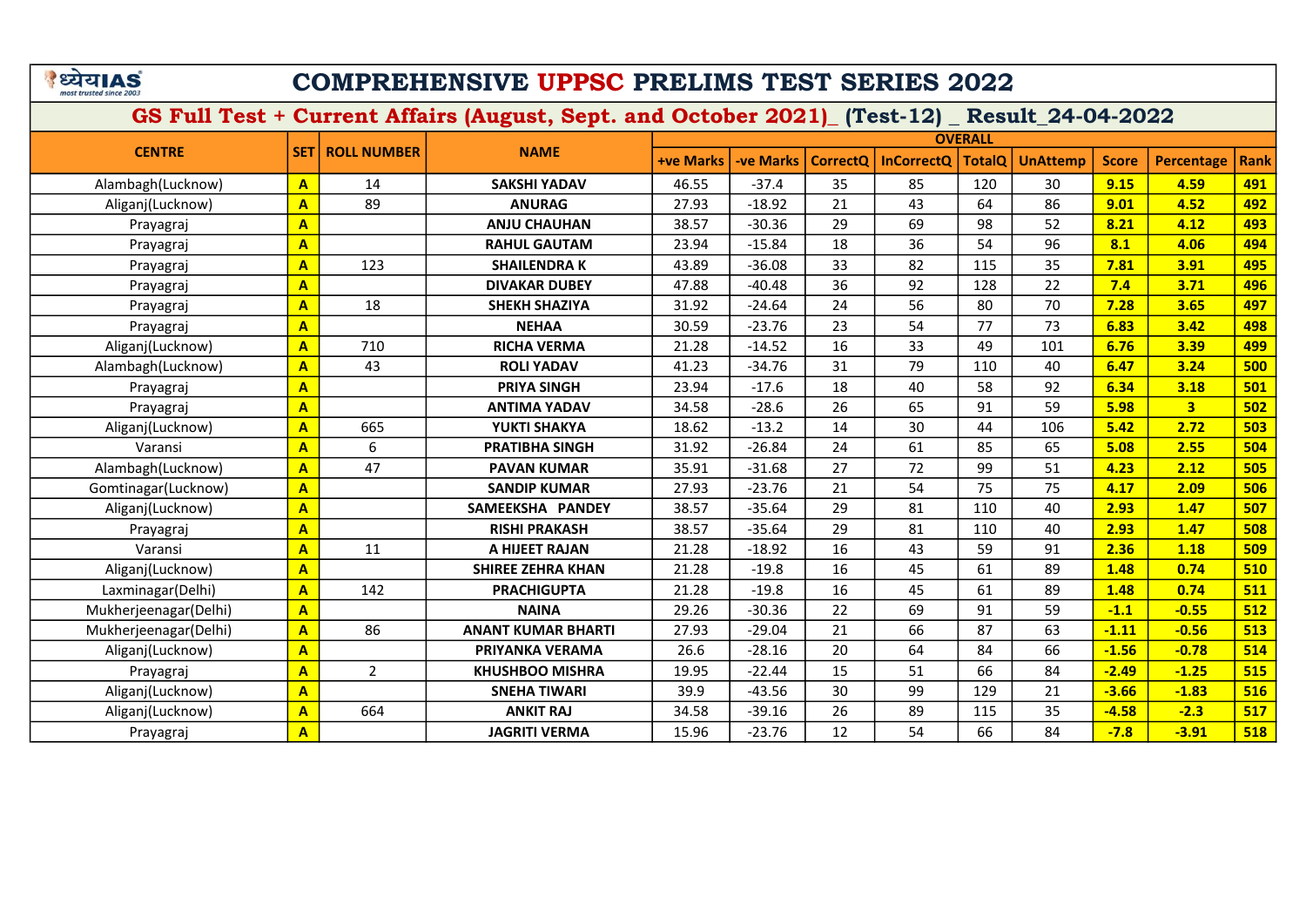# COMPREHENSIVE UPPSC PRELIMS TEST SERIES 2022

## GS Full Test + Current Affairs (August, Sept. and October 2021)_ (Test-12) _ Result_24-04-2022

| CENTRE | SET | ROLL NUMBER | NAME | OVERALL | | | | | | | | |
|---|---|---|---|---|---|---|---|---|---|---|---|---|
| | | | | +ve Marks | -ve Marks | CorrectQ | InCorrectQ | TotalQ | UnAttemp | Score | Percentage | Rank |
| Alambagh(Lucknow) | A | 14 | SAKSHI YADAV | 46.55 | -37.4 | 35 | 85 | 120 | 30 | 9.15 | 4.59 | 491 |
| Aliganj(Lucknow) | A | 89 | ANURAG | 27.93 | -18.92 | 21 | 43 | 64 | 86 | 9.01 | 4.52 | 492 |
| Prayagraj | A | | ANJU CHAUHAN | 38.57 | -30.36 | 29 | 69 | 98 | 52 | 8.21 | 4.12 | 493 |
| Prayagraj | A | | RAHUL GAUTAM | 23.94 | -15.84 | 18 | 36 | 54 | 96 | 8.1 | 4.06 | 494 |
| Prayagraj | A | 123 | SHAILENDRA K | 43.89 | -36.08 | 33 | 82 | 115 | 35 | 7.81 | 3.91 | 495 |
| Prayagraj | A | | DIVAKAR DUBEY | 47.88 | -40.48 | 36 | 92 | 128 | 22 | 7.4 | 3.71 | 496 |
| Prayagraj | A | 18 | SHEKH SHAZIYA | 31.92 | -24.64 | 24 | 56 | 80 | 70 | 7.28 | 3.65 | 497 |
| Prayagraj | A | | NEHAA | 30.59 | -23.76 | 23 | 54 | 77 | 73 | 6.83 | 3.42 | 498 |
| Aliganj(Lucknow) | A | 710 | RICHA VERMA | 21.28 | -14.52 | 16 | 33 | 49 | 101 | 6.76 | 3.39 | 499 |
| Alambagh(Lucknow) | A | 43 | ROLI YADAV | 41.23 | -34.76 | 31 | 79 | 110 | 40 | 6.47 | 3.24 | 500 |
| Prayagraj | A | | PRIYA SINGH | 23.94 | -17.6 | 18 | 40 | 58 | 92 | 6.34 | 3.18 | 501 |
| Prayagraj | A | | ANTIMA YADAV | 34.58 | -28.6 | 26 | 65 | 91 | 59 | 5.98 | 3 | 502 |
| Aliganj(Lucknow) | A | 665 | YUKTI SHAKYA | 18.62 | -13.2 | 14 | 30 | 44 | 106 | 5.42 | 2.72 | 503 |
| Varansi | A | 6 | PRATIBHA SINGH | 31.92 | -26.84 | 24 | 61 | 85 | 65 | 5.08 | 2.55 | 504 |
| Alambagh(Lucknow) | A | 47 | PAVAN KUMAR | 35.91 | -31.68 | 27 | 72 | 99 | 51 | 4.23 | 2.12 | 505 |
| Gomtinagar(Lucknow) | A | | SANDIP KUMAR | 27.93 | -23.76 | 21 | 54 | 75 | 75 | 4.17 | 2.09 | 506 |
| Aliganj(Lucknow) | A | | SAMEEKSHA PANDEY | 38.57 | -35.64 | 29 | 81 | 110 | 40 | 2.93 | 1.47 | 507 |
| Prayagraj | A | | RISHI PRAKASH | 38.57 | -35.64 | 29 | 81 | 110 | 40 | 2.93 | 1.47 | 508 |
| Varansi | A | 11 | A HIJEET RAJAN | 21.28 | -18.92 | 16 | 43 | 59 | 91 | 2.36 | 1.18 | 509 |
| Aliganj(Lucknow) | A | | SHIREE ZEHRA KHAN | 21.28 | -19.8 | 16 | 45 | 61 | 89 | 1.48 | 0.74 | 510 |
| Laxminagar(Delhi) | A | 142 | PRACHIGUPTA | 21.28 | -19.8 | 16 | 45 | 61 | 89 | 1.48 | 0.74 | 511 |
| Mukherjeenagar(Delhi) | A | | NAINA | 29.26 | -30.36 | 22 | 69 | 91 | 59 | -1.1 | -0.55 | 512 |
| Mukherjeenagar(Delhi) | A | 86 | ANANT KUMAR BHARTI | 27.93 | -29.04 | 21 | 66 | 87 | 63 | -1.11 | -0.56 | 513 |
| Aliganj(Lucknow) | A | | PRIYANKA VERAMA | 26.6 | -28.16 | 20 | 64 | 84 | 66 | -1.56 | -0.78 | 514 |
| Prayagraj | A | 2 | KHUSHBOO MISHRA | 19.95 | -22.44 | 15 | 51 | 66 | 84 | -2.49 | -1.25 | 515 |
| Aliganj(Lucknow) | A | | SNEHA TIWARI | 39.9 | -43.56 | 30 | 99 | 129 | 21 | -3.66 | -1.83 | 516 |
| Aliganj(Lucknow) | A | 664 | ANKIT RAJ | 34.58 | -39.16 | 26 | 89 | 115 | 35 | -4.58 | -2.3 | 517 |
| Prayagraj | A | | JAGRITI VERMA | 15.96 | -23.76 | 12 | 54 | 66 | 84 | -7.8 | -3.91 | 518 |